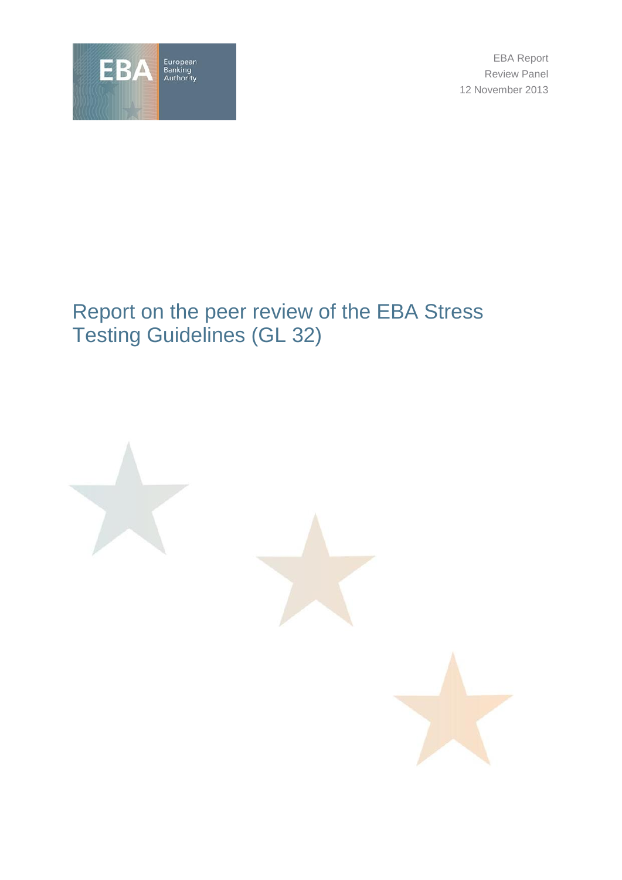EBA Report
Review Panel
12 November 2013

# Report on the peer review of the EBA Stress Testing Guidelines (GL 32)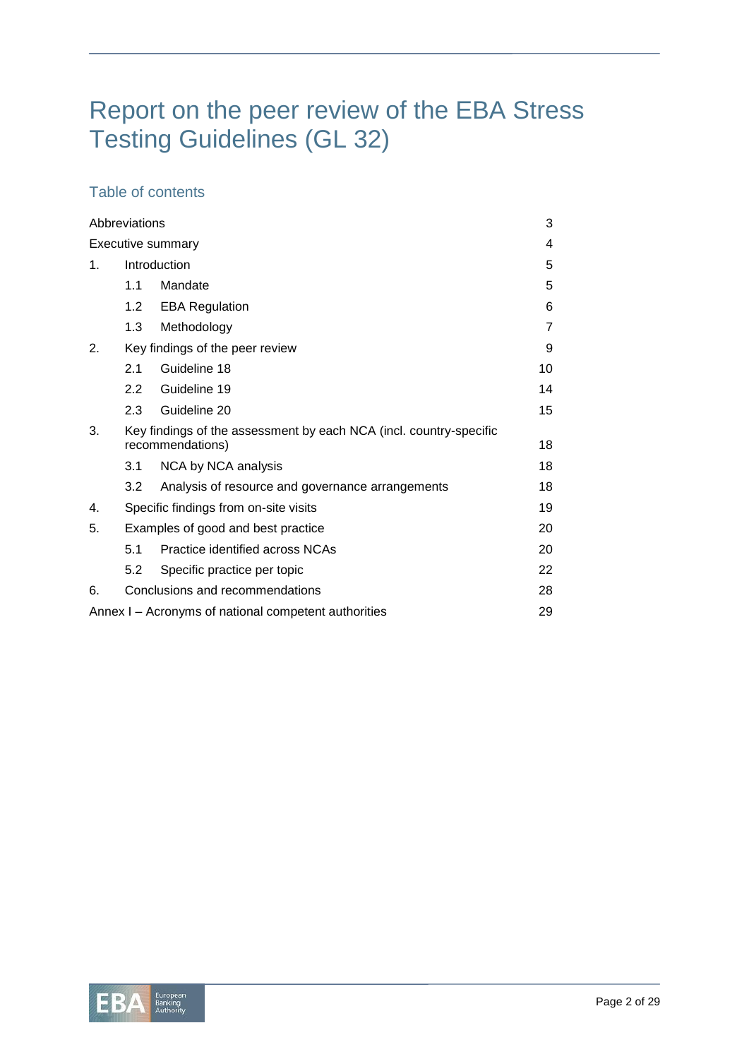# Report on the peer review of the EBA Stress Testing Guidelines (GL 32)

## Table of contents

| | | |
|---|---|---|
| Abbreviations | | 3 |
| Executive summary | | 4 |
| 1. | Introduction | 5 |
| | 1.1 Mandate | 5 |
| | 1.2 EBA Regulation | 6 |
| | 1.3 Methodology | 7 |
| 2. | Key findings of the peer review | 9 |
| | 2.1 Guideline 18 | 10 |
| | 2.2 Guideline 19 | 14 |
| | 2.3 Guideline 20 | 15 |
| 3. | Key findings of the assessment by each NCA (incl. country-specific recommendations) | 18 |
| | 3.1 NCA by NCA analysis | 18 |
| | 3.2 Analysis of resource and governance arrangements | 18 |
| 4. | Specific findings from on-site visits | 19 |
| 5. | Examples of good and best practice | 20 |
| | 5.1 Practice identified across NCAs | 20 |
| | 5.2 Specific practice per topic | 22 |
| 6. | Conclusions and recommendations | 28 |
| Annex I – Acronyms of national competent authorities | | 29 |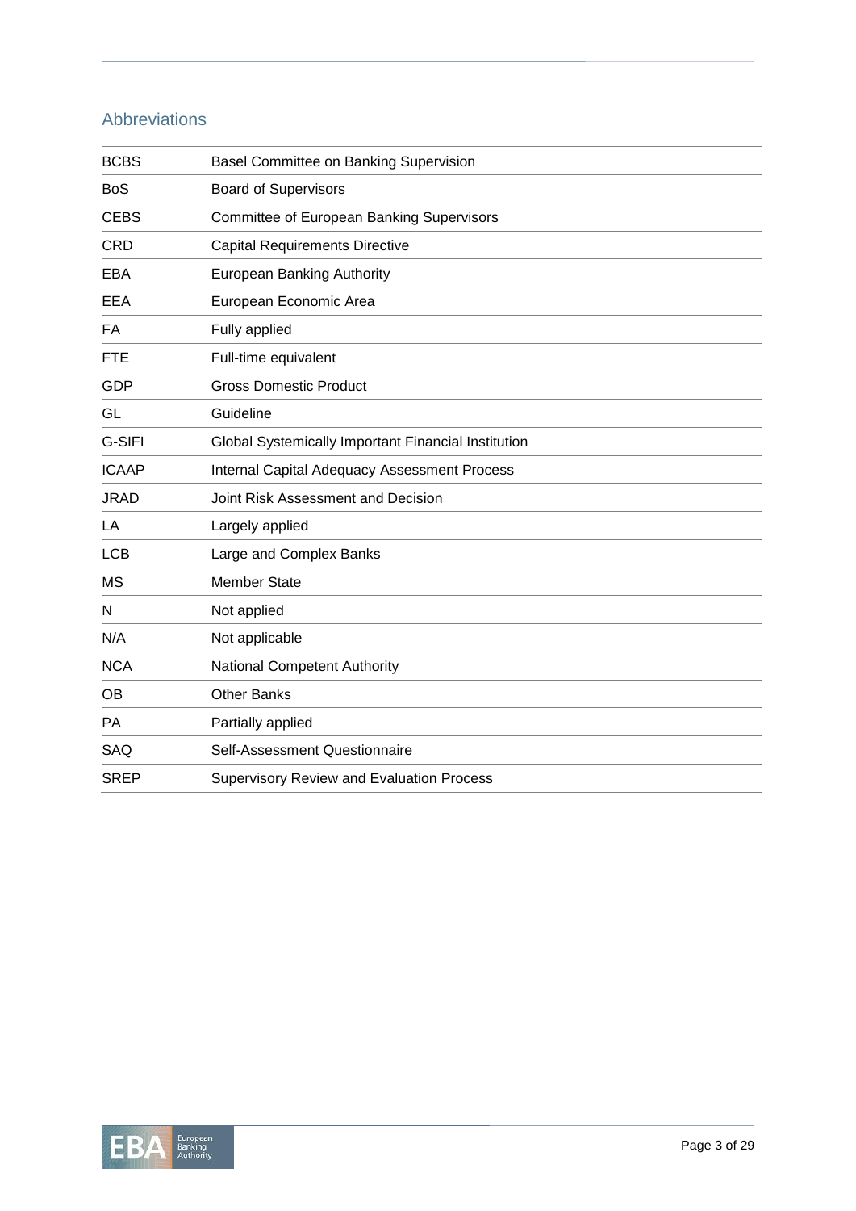## Abbreviations

| | |
|---|---|
| BCBS | Basel Committee on Banking Supervision |
| BoS | Board of Supervisors |
| CEBS | Committee of European Banking Supervisors |
| CRD | Capital Requirements Directive |
| EBA | European Banking Authority |
| EEA | European Economic Area |
| FA | Fully applied |
| FTE | Full-time equivalent |
| GDP | Gross Domestic Product |
| GL | Guideline |
| G-SIFI | Global Systemically Important Financial Institution |
| ICAAP | Internal Capital Adequacy Assessment Process |
| JRAD | Joint Risk Assessment and Decision |
| LA | Largely applied |
| LCB | Large and Complex Banks |
| MS | Member State |
| N | Not applied |
| N/A | Not applicable |
| NCA | National Competent Authority |
| OB | Other Banks |
| PA | Partially applied |
| SAQ | Self-Assessment Questionnaire |
| SREP | Supervisory Review and Evaluation Process |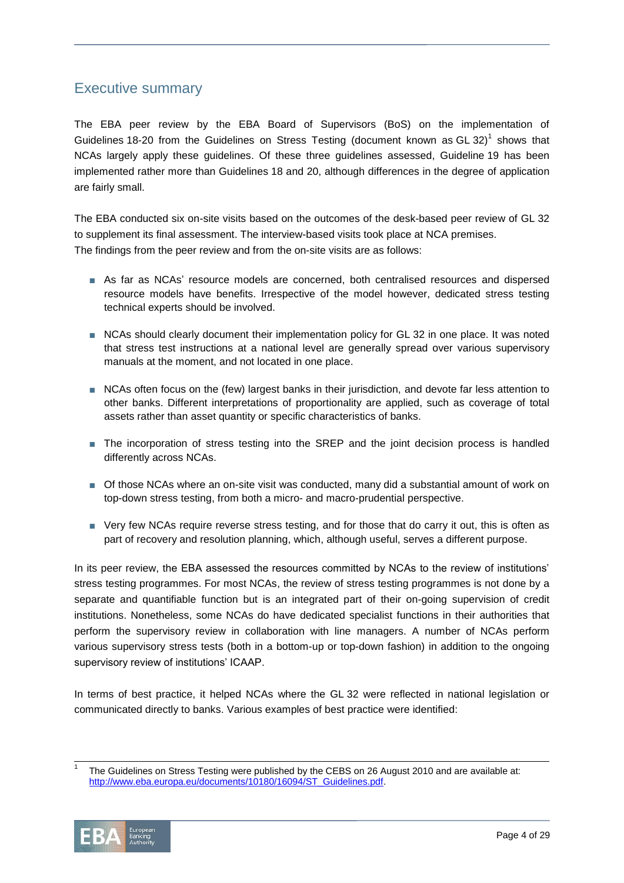## Executive summary

The EBA peer review by the EBA Board of Supervisors (BoS) on the implementation of Guidelines 18-20 from the Guidelines on Stress Testing (document known as GL 32)[1] shows that NCAs largely apply these guidelines. Of these three guidelines assessed, Guideline 19 has been implemented rather more than Guidelines 18 and 20, although differences in the degree of application are fairly small.

The EBA conducted six on-site visits based on the outcomes of the desk-based peer review of GL 32 to supplement its final assessment. The interview-based visits took place at NCA premises. The findings from the peer review and from the on-site visits are as follows:

- As far as NCAs' resource models are concerned, both centralised resources and dispersed resource models have benefits. Irrespective of the model however, dedicated stress testing technical experts should be involved.
- NCAs should clearly document their implementation policy for GL 32 in one place. It was noted that stress test instructions at a national level are generally spread over various supervisory manuals at the moment, and not located in one place.
- NCAs often focus on the (few) largest banks in their jurisdiction, and devote far less attention to other banks. Different interpretations of proportionality are applied, such as coverage of total assets rather than asset quantity or specific characteristics of banks.
- The incorporation of stress testing into the SREP and the joint decision process is handled differently across NCAs.
- Of those NCAs where an on-site visit was conducted, many did a substantial amount of work on top-down stress testing, from both a micro- and macro-prudential perspective.
- Very few NCAs require reverse stress testing, and for those that do carry it out, this is often as part of recovery and resolution planning, which, although useful, serves a different purpose.

In its peer review, the EBA assessed the resources committed by NCAs to the review of institutions' stress testing programmes. For most NCAs, the review of stress testing programmes is not done by a separate and quantifiable function but is an integrated part of their on-going supervision of credit institutions. Nonetheless, some NCAs do have dedicated specialist functions in their authorities that perform the supervisory review in collaboration with line managers. A number of NCAs perform various supervisory stress tests (both in a bottom-up or top-down fashion) in addition to the ongoing supervisory review of institutions' ICAAP.

In terms of best practice, it helped NCAs where the GL 32 were reflected in national legislation or communicated directly to banks. Various examples of best practice were identified:

---

[1] The Guidelines on Stress Testing were published by the CEBS on 26 August 2010 and are available at: http://www.eba.europa.eu/documents/10180/16094/ST_Guidelines.pdf.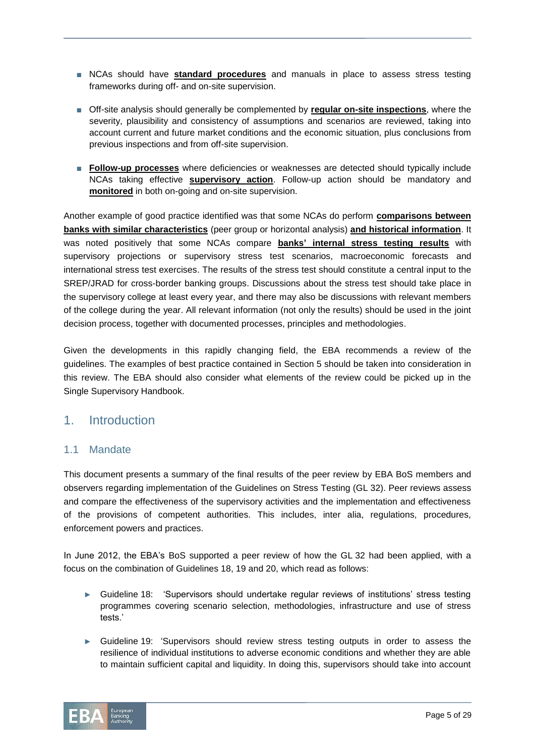- NCAs should have **standard procedures** and manuals in place to assess stress testing frameworks during off- and on-site supervision.

- Off-site analysis should generally be complemented by **regular on-site inspections**, where the severity, plausibility and consistency of assumptions and scenarios are reviewed, taking into account current and future market conditions and the economic situation, plus conclusions from previous inspections and from off-site supervision.

- **Follow-up processes** where deficiencies or weaknesses are detected should typically include NCAs taking effective **supervisory action**. Follow-up action should be mandatory and **monitored** in both on-going and on-site supervision.

Another example of good practice identified was that some NCAs do perform **comparisons between banks with similar characteristics** (peer group or horizontal analysis) **and historical information**. It was noted positively that some NCAs compare **banks' internal stress testing results** with supervisory projections or supervisory stress test scenarios, macroeconomic forecasts and international stress test exercises. The results of the stress test should constitute a central input to the SREP/JRAD for cross-border banking groups. Discussions about the stress test should take place in the supervisory college at least every year, and there may also be discussions with relevant members of the college during the year. All relevant information (not only the results) should be used in the joint decision process, together with documented processes, principles and methodologies.

Given the developments in this rapidly changing field, the EBA recommends a review of the guidelines. The examples of best practice contained in Section 5 should be taken into consideration in this review. The EBA should also consider what elements of the review could be picked up in the Single Supervisory Handbook.

# 1. Introduction

## 1.1 Mandate

This document presents a summary of the final results of the peer review by EBA BoS members and observers regarding implementation of the Guidelines on Stress Testing (GL 32). Peer reviews assess and compare the effectiveness of the supervisory activities and the implementation and effectiveness of the provisions of competent authorities. This includes, inter alia, regulations, procedures, enforcement powers and practices.

In June 2012, the EBA's BoS supported a peer review of how the GL 32 had been applied, with a focus on the combination of Guidelines 18, 19 and 20, which read as follows:

- Guideline 18: 'Supervisors should undertake regular reviews of institutions' stress testing programmes covering scenario selection, methodologies, infrastructure and use of stress tests.'

- Guideline 19: 'Supervisors should review stress testing outputs in order to assess the resilience of individual institutions to adverse economic conditions and whether they are able to maintain sufficient capital and liquidity. In doing this, supervisors should take into account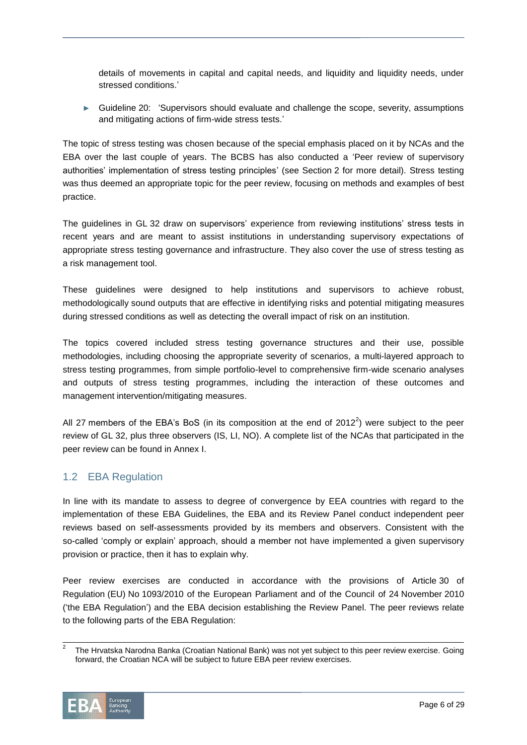details of movements in capital and capital needs, and liquidity and liquidity needs, under stressed conditions.'

- Guideline 20: 'Supervisors should evaluate and challenge the scope, severity, assumptions and mitigating actions of firm-wide stress tests.'

The topic of stress testing was chosen because of the special emphasis placed on it by NCAs and the EBA over the last couple of years. The BCBS has also conducted a 'Peer review of supervisory authorities' implementation of stress testing principles' (see Section 2 for more detail). Stress testing was thus deemed an appropriate topic for the peer review, focusing on methods and examples of best practice.

The guidelines in GL 32 draw on supervisors' experience from reviewing institutions' stress tests in recent years and are meant to assist institutions in understanding supervisory expectations of appropriate stress testing governance and infrastructure. They also cover the use of stress testing as a risk management tool.

These guidelines were designed to help institutions and supervisors to achieve robust, methodologically sound outputs that are effective in identifying risks and potential mitigating measures during stressed conditions as well as detecting the overall impact of risk on an institution.

The topics covered included stress testing governance structures and their use, possible methodologies, including choosing the appropriate severity of scenarios, a multi-layered approach to stress testing programmes, from simple portfolio-level to comprehensive firm-wide scenario analyses and outputs of stress testing programmes, including the interaction of these outcomes and management intervention/mitigating measures.

All 27 members of the EBA's BoS (in its composition at the end of 2012[2]) were subject to the peer review of GL 32, plus three observers (IS, LI, NO). A complete list of the NCAs that participated in the peer review can be found in Annex I.

## 1.2 EBA Regulation

In line with its mandate to assess to degree of convergence by EEA countries with regard to the implementation of these EBA Guidelines, the EBA and its Review Panel conduct independent peer reviews based on self-assessments provided by its members and observers. Consistent with the so-called 'comply or explain' approach, should a member not have implemented a given supervisory provision or practice, then it has to explain why.

Peer review exercises are conducted in accordance with the provisions of Article 30 of Regulation (EU) No 1093/2010 of the European Parliament and of the Council of 24 November 2010 ('the EBA Regulation') and the EBA decision establishing the Review Panel. The peer reviews relate to the following parts of the EBA Regulation:

[2] The Hrvatska Narodna Banka (Croatian National Bank) was not yet subject to this peer review exercise. Going forward, the Croatian NCA will be subject to future EBA peer review exercises.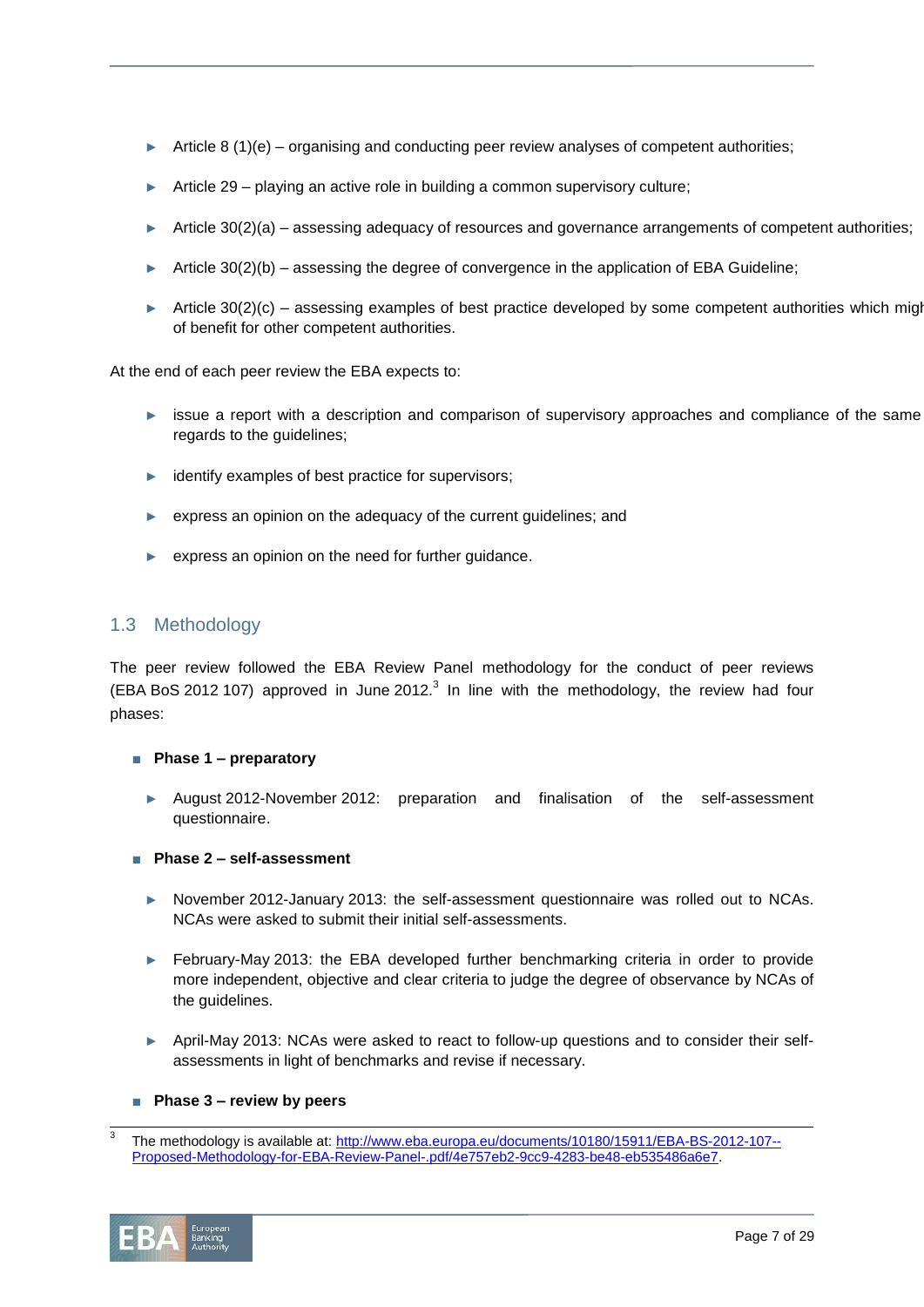- Article 8 (1)(e) – organising and conducting peer review analyses of competent authorities;
- Article 29 – playing an active role in building a common supervisory culture;
- Article 30(2)(a) – assessing adequacy of resources and governance arrangements of competent authorities;
- Article 30(2)(b) – assessing the degree of convergence in the application of EBA Guideline;
- Article 30(2)(c) – assessing examples of best practice developed by some competent authorities which migh of benefit for other competent authorities.

At the end of each peer review the EBA expects to:

- issue a report with a description and comparison of supervisory approaches and compliance of the same regards to the guidelines;
- identify examples of best practice for supervisors;
- express an opinion on the adequacy of the current guidelines; and
- express an opinion on the need for further guidance.

## 1.3 Methodology

The peer review followed the EBA Review Panel methodology for the conduct of peer reviews (EBA BoS 2012 107) approved in June 2012.[3] In line with the methodology, the review had four phases:

- **Phase 1 – preparatory**
  - August 2012-November 2012: preparation and finalisation of the self-assessment questionnaire.
- **Phase 2 – self-assessment**
  - November 2012-January 2013: the self-assessment questionnaire was rolled out to NCAs. NCAs were asked to submit their initial self-assessments.
  - February-May 2013: the EBA developed further benchmarking criteria in order to provide more independent, objective and clear criteria to judge the degree of observance by NCAs of the guidelines.
  - April-May 2013: NCAs were asked to react to follow-up questions and to consider their self-assessments in light of benchmarks and revise if necessary.
- **Phase 3 – review by peers**

[3] The methodology is available at: http://www.eba.europa.eu/documents/10180/15911/EBA-BS-2012-107--Proposed-Methodology-for-EBA-Review-Panel-.pdf/4e757eb2-9cc9-4283-be48-eb535486a6e7.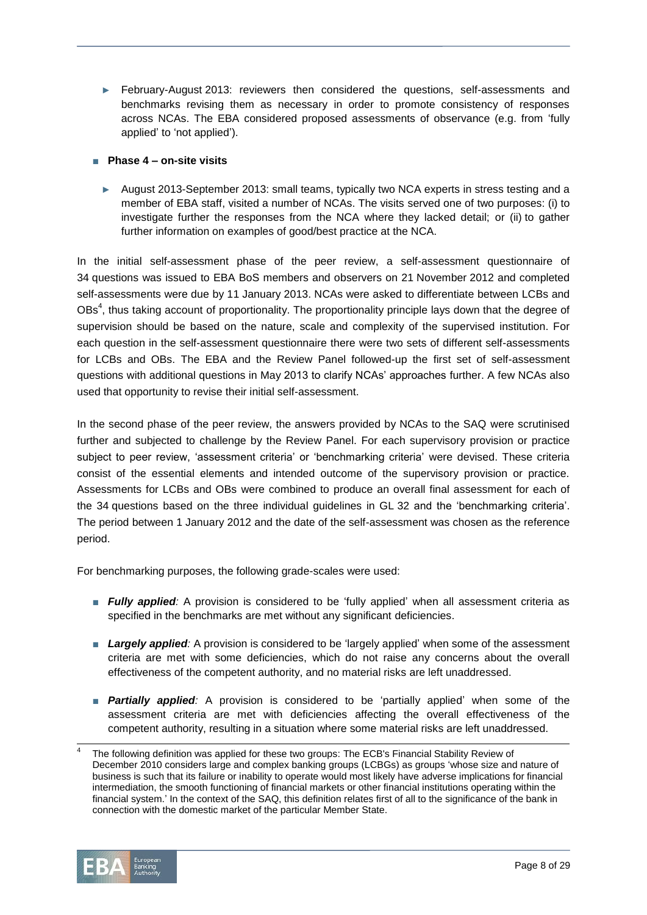- February-August 2013: reviewers then considered the questions, self-assessments and benchmarks revising them as necessary in order to promote consistency of responses across NCAs. The EBA considered proposed assessments of observance (e.g. from 'fully applied' to 'not applied').

- **Phase 4 – on-site visits**

  - August 2013-September 2013: small teams, typically two NCA experts in stress testing and a member of EBA staff, visited a number of NCAs. The visits served one of two purposes: (i) to investigate further the responses from the NCA where they lacked detail; or (ii) to gather further information on examples of good/best practice at the NCA.

In the initial self-assessment phase of the peer review, a self-assessment questionnaire of 34 questions was issued to EBA BoS members and observers on 21 November 2012 and completed self-assessments were due by 11 January 2013. NCAs were asked to differentiate between LCBs and OBs[4], thus taking account of proportionality. The proportionality principle lays down that the degree of supervision should be based on the nature, scale and complexity of the supervised institution. For each question in the self-assessment questionnaire there were two sets of different self-assessments for LCBs and OBs. The EBA and the Review Panel followed-up the first set of self-assessment questions with additional questions in May 2013 to clarify NCAs' approaches further. A few NCAs also used that opportunity to revise their initial self-assessment.

In the second phase of the peer review, the answers provided by NCAs to the SAQ were scrutinised further and subjected to challenge by the Review Panel. For each supervisory provision or practice subject to peer review, 'assessment criteria' or 'benchmarking criteria' were devised. These criteria consist of the essential elements and intended outcome of the supervisory provision or practice. Assessments for LCBs and OBs were combined to produce an overall final assessment for each of the 34 questions based on the three individual guidelines in GL 32 and the 'benchmarking criteria'. The period between 1 January 2012 and the date of the self-assessment was chosen as the reference period.

For benchmarking purposes, the following grade-scales were used:

- ***Fully applied****:* A provision is considered to be 'fully applied' when all assessment criteria as specified in the benchmarks are met without any significant deficiencies.

- ***Largely applied****:* A provision is considered to be 'largely applied' when some of the assessment criteria are met with some deficiencies, which do not raise any concerns about the overall effectiveness of the competent authority, and no material risks are left unaddressed.

- ***Partially applied****:* A provision is considered to be 'partially applied' when some of the assessment criteria are met with deficiencies affecting the overall effectiveness of the competent authority, resulting in a situation where some material risks are left unaddressed.

---

[4] The following definition was applied for these two groups: The ECB's Financial Stability Review of December 2010 considers large and complex banking groups (LCBGs) as groups 'whose size and nature of business is such that its failure or inability to operate would most likely have adverse implications for financial intermediation, the smooth functioning of financial markets or other financial institutions operating within the financial system.' In the context of the SAQ, this definition relates first of all to the significance of the bank in connection with the domestic market of the particular Member State.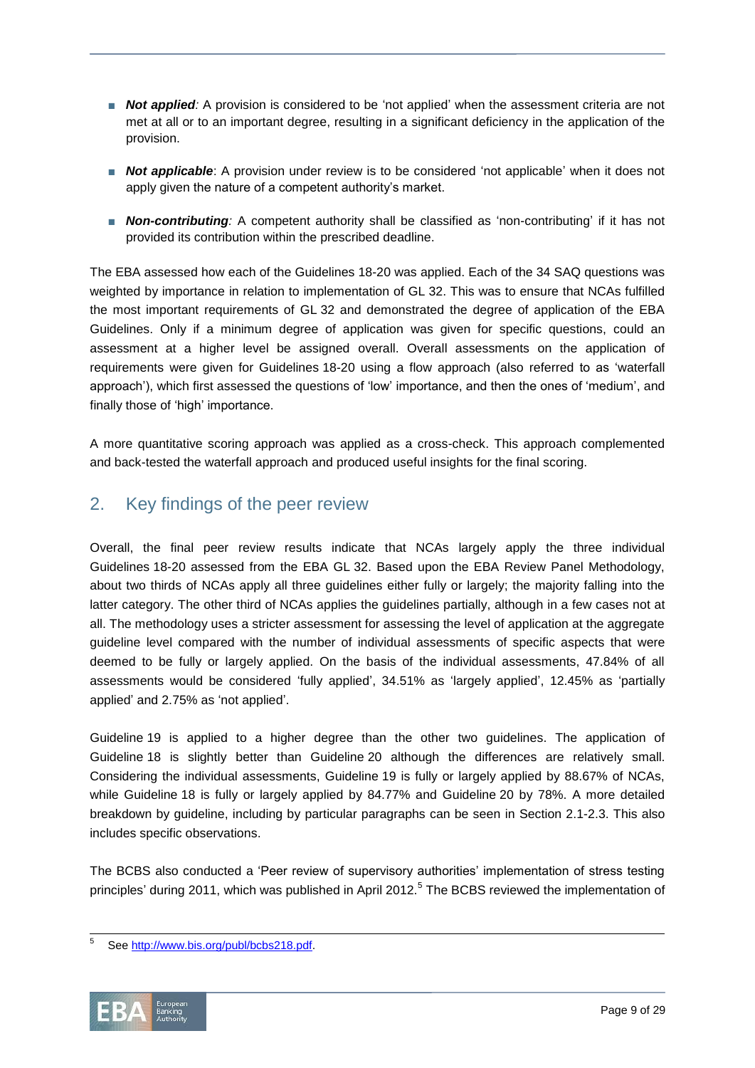- ***Not applied:*** A provision is considered to be 'not applied' when the assessment criteria are not met at all or to an important degree, resulting in a significant deficiency in the application of the provision.

- ***Not applicable***: A provision under review is to be considered 'not applicable' when it does not apply given the nature of a competent authority's market.

- ***Non-contributing:*** A competent authority shall be classified as 'non-contributing' if it has not provided its contribution within the prescribed deadline.

The EBA assessed how each of the Guidelines 18-20 was applied. Each of the 34 SAQ questions was weighted by importance in relation to implementation of GL 32. This was to ensure that NCAs fulfilled the most important requirements of GL 32 and demonstrated the degree of application of the EBA Guidelines. Only if a minimum degree of application was given for specific questions, could an assessment at a higher level be assigned overall. Overall assessments on the application of requirements were given for Guidelines 18-20 using a flow approach (also referred to as 'waterfall approach'), which first assessed the questions of 'low' importance, and then the ones of 'medium', and finally those of 'high' importance.

A more quantitative scoring approach was applied as a cross-check. This approach complemented and back-tested the waterfall approach and produced useful insights for the final scoring.

## 2. Key findings of the peer review

Overall, the final peer review results indicate that NCAs largely apply the three individual Guidelines 18-20 assessed from the EBA GL 32. Based upon the EBA Review Panel Methodology, about two thirds of NCAs apply all three guidelines either fully or largely; the majority falling into the latter category. The other third of NCAs applies the guidelines partially, although in a few cases not at all. The methodology uses a stricter assessment for assessing the level of application at the aggregate guideline level compared with the number of individual assessments of specific aspects that were deemed to be fully or largely applied. On the basis of the individual assessments, 47.84% of all assessments would be considered 'fully applied', 34.51% as 'largely applied', 12.45% as 'partially applied' and 2.75% as 'not applied'.

Guideline 19 is applied to a higher degree than the other two guidelines. The application of Guideline 18 is slightly better than Guideline 20 although the differences are relatively small. Considering the individual assessments, Guideline 19 is fully or largely applied by 88.67% of NCAs, while Guideline 18 is fully or largely applied by 84.77% and Guideline 20 by 78%. A more detailed breakdown by guideline, including by particular paragraphs can be seen in Section 2.1-2.3. This also includes specific observations.

The BCBS also conducted a 'Peer review of supervisory authorities' implementation of stress testing principles' during 2011, which was published in April 2012.[5] The BCBS reviewed the implementation of

[5] See http://www.bis.org/publ/bcbs218.pdf.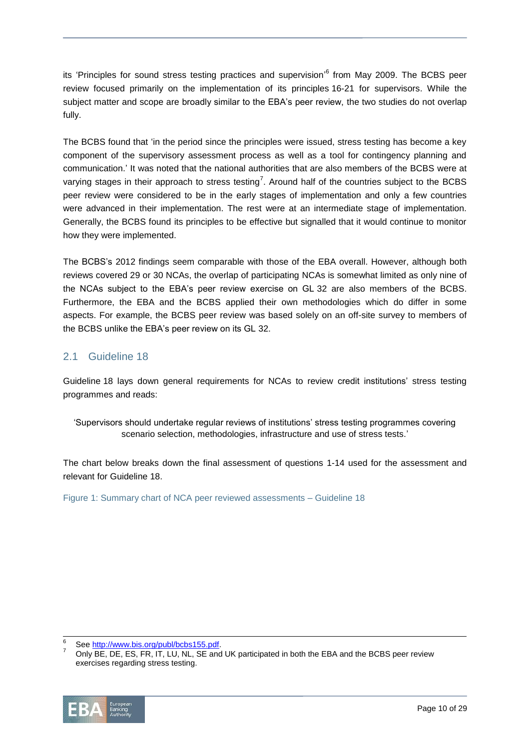its 'Principles for sound stress testing practices and supervision'[6] from May 2009. The BCBS peer review focused primarily on the implementation of its principles 16-21 for supervisors. While the subject matter and scope are broadly similar to the EBA's peer review, the two studies do not overlap fully.

The BCBS found that 'in the period since the principles were issued, stress testing has become a key component of the supervisory assessment process as well as a tool for contingency planning and communication.' It was noted that the national authorities that are also members of the BCBS were at varying stages in their approach to stress testing[7]. Around half of the countries subject to the BCBS peer review were considered to be in the early stages of implementation and only a few countries were advanced in their implementation. The rest were at an intermediate stage of implementation. Generally, the BCBS found its principles to be effective but signalled that it would continue to monitor how they were implemented.

The BCBS's 2012 findings seem comparable with those of the EBA overall. However, although both reviews covered 29 or 30 NCAs, the overlap of participating NCAs is somewhat limited as only nine of the NCAs subject to the EBA's peer review exercise on GL 32 are also members of the BCBS. Furthermore, the EBA and the BCBS applied their own methodologies which do differ in some aspects. For example, the BCBS peer review was based solely on an off-site survey to members of the BCBS unlike the EBA's peer review on its GL 32.

## 2.1 Guideline 18

Guideline 18 lays down general requirements for NCAs to review credit institutions' stress testing programmes and reads:

> 'Supervisors should undertake regular reviews of institutions' stress testing programmes covering scenario selection, methodologies, infrastructure and use of stress tests.'

The chart below breaks down the final assessment of questions 1-14 used for the assessment and relevant for Guideline 18.

Figure 1: Summary chart of NCA peer reviewed assessments – Guideline 18

---

[6] See http://www.bis.org/publ/bcbs155.pdf.

[7] Only BE, DE, ES, FR, IT, LU, NL, SE and UK participated in both the EBA and the BCBS peer review exercises regarding stress testing.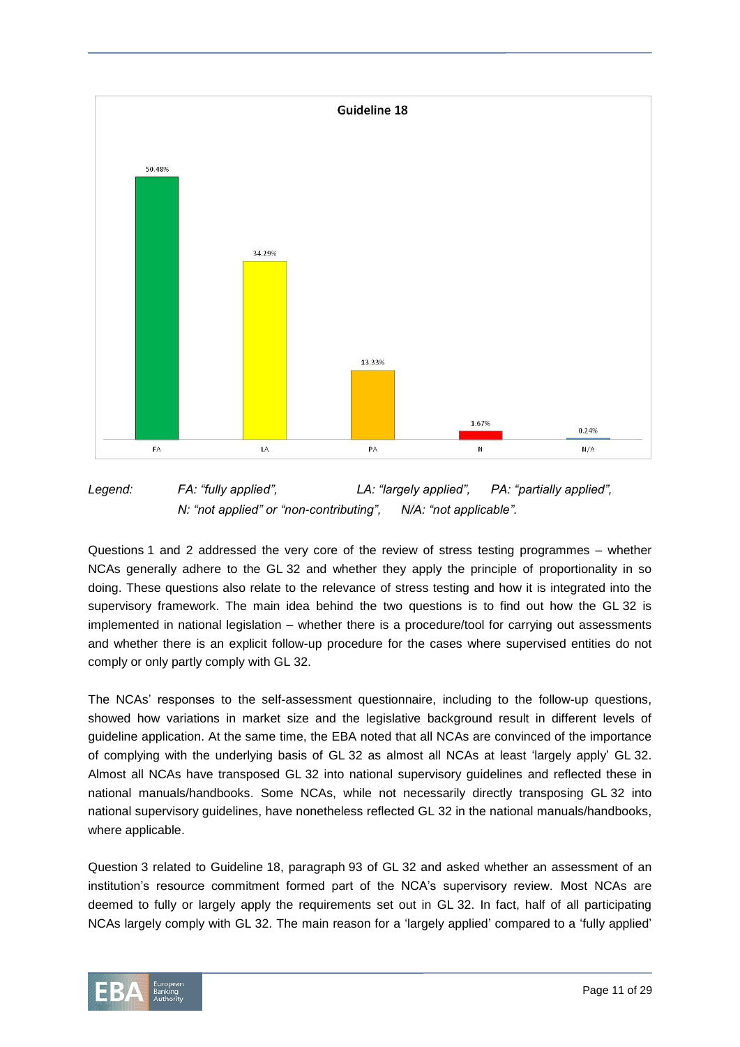**Guideline 18**

| Category | Percentage |
|---|---|
| FA | 50.48% |
| LA | 34.29% |
| PA | 13.33% |
| N | 1.67% |
| N/A | 0.24% |

*Legend: FA: "fully applied", LA: "largely applied", PA: "partially applied", N: "not applied" or "non-contributing", N/A: "not applicable".*

Questions 1 and 2 addressed the very core of the review of stress testing programmes – whether NCAs generally adhere to the GL 32 and whether they apply the principle of proportionality in so doing. These questions also relate to the relevance of stress testing and how it is integrated into the supervisory framework. The main idea behind the two questions is to find out how the GL 32 is implemented in national legislation – whether there is a procedure/tool for carrying out assessments and whether there is an explicit follow-up procedure for the cases where supervised entities do not comply or only partly comply with GL 32.

The NCAs' responses to the self-assessment questionnaire, including to the follow-up questions, showed how variations in market size and the legislative background result in different levels of guideline application. At the same time, the EBA noted that all NCAs are convinced of the importance of complying with the underlying basis of GL 32 as almost all NCAs at least 'largely apply' GL 32. Almost all NCAs have transposed GL 32 into national supervisory guidelines and reflected these in national manuals/handbooks. Some NCAs, while not necessarily directly transposing GL 32 into national supervisory guidelines, have nonetheless reflected GL 32 in the national manuals/handbooks, where applicable.

Question 3 related to Guideline 18, paragraph 93 of GL 32 and asked whether an assessment of an institution's resource commitment formed part of the NCA's supervisory review. Most NCAs are deemed to fully or largely apply the requirements set out in GL 32. In fact, half of all participating NCAs largely comply with GL 32. The main reason for a 'largely applied' compared to a 'fully applied'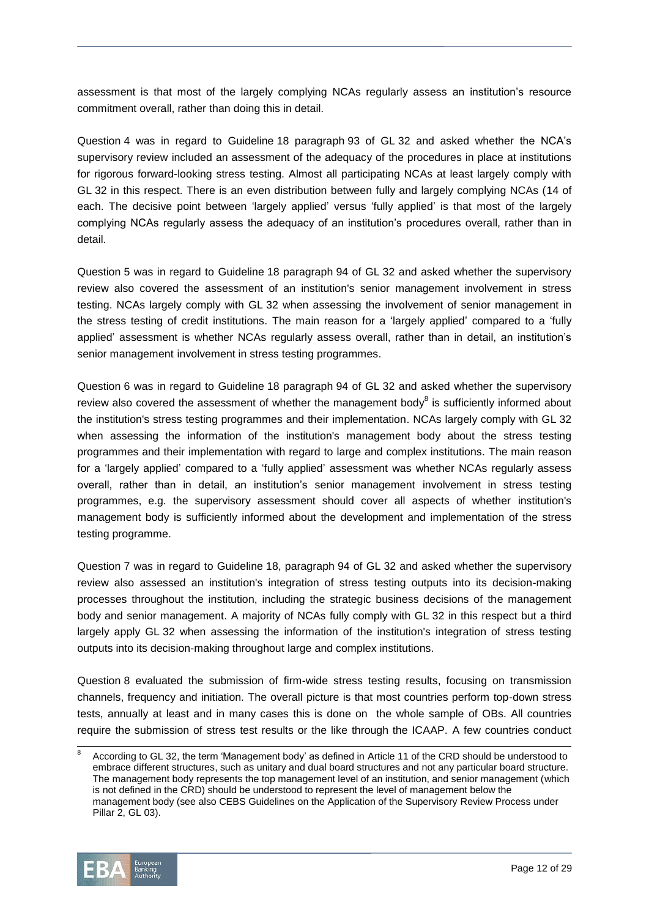assessment is that most of the largely complying NCAs regularly assess an institution's resource commitment overall, rather than doing this in detail.

Question 4 was in regard to Guideline 18 paragraph 93 of GL 32 and asked whether the NCA's supervisory review included an assessment of the adequacy of the procedures in place at institutions for rigorous forward-looking stress testing. Almost all participating NCAs at least largely comply with GL 32 in this respect. There is an even distribution between fully and largely complying NCAs (14 of each. The decisive point between 'largely applied' versus 'fully applied' is that most of the largely complying NCAs regularly assess the adequacy of an institution's procedures overall, rather than in detail.

Question 5 was in regard to Guideline 18 paragraph 94 of GL 32 and asked whether the supervisory review also covered the assessment of an institution's senior management involvement in stress testing. NCAs largely comply with GL 32 when assessing the involvement of senior management in the stress testing of credit institutions. The main reason for a 'largely applied' compared to a 'fully applied' assessment is whether NCAs regularly assess overall, rather than in detail, an institution's senior management involvement in stress testing programmes.

Question 6 was in regard to Guideline 18 paragraph 94 of GL 32 and asked whether the supervisory review also covered the assessment of whether the management body[8] is sufficiently informed about the institution's stress testing programmes and their implementation. NCAs largely comply with GL 32 when assessing the information of the institution's management body about the stress testing programmes and their implementation with regard to large and complex institutions. The main reason for a 'largely applied' compared to a 'fully applied' assessment was whether NCAs regularly assess overall, rather than in detail, an institution's senior management involvement in stress testing programmes, e.g. the supervisory assessment should cover all aspects of whether institution's management body is sufficiently informed about the development and implementation of the stress testing programme.

Question 7 was in regard to Guideline 18, paragraph 94 of GL 32 and asked whether the supervisory review also assessed an institution's integration of stress testing outputs into its decision-making processes throughout the institution, including the strategic business decisions of the management body and senior management. A majority of NCAs fully comply with GL 32 in this respect but a third largely apply GL 32 when assessing the information of the institution's integration of stress testing outputs into its decision-making throughout large and complex institutions.

Question 8 evaluated the submission of firm-wide stress testing results, focusing on transmission channels, frequency and initiation. The overall picture is that most countries perform top-down stress tests, annually at least and in many cases this is done on the whole sample of OBs. All countries require the submission of stress test results or the like through the ICAAP. A few countries conduct

[8] According to GL 32, the term 'Management body' as defined in Article 11 of the CRD should be understood to embrace different structures, such as unitary and dual board structures and not any particular board structure. The management body represents the top management level of an institution, and senior management (which is not defined in the CRD) should be understood to represent the level of management below the management body (see also CEBS Guidelines on the Application of the Supervisory Review Process under Pillar 2, GL 03).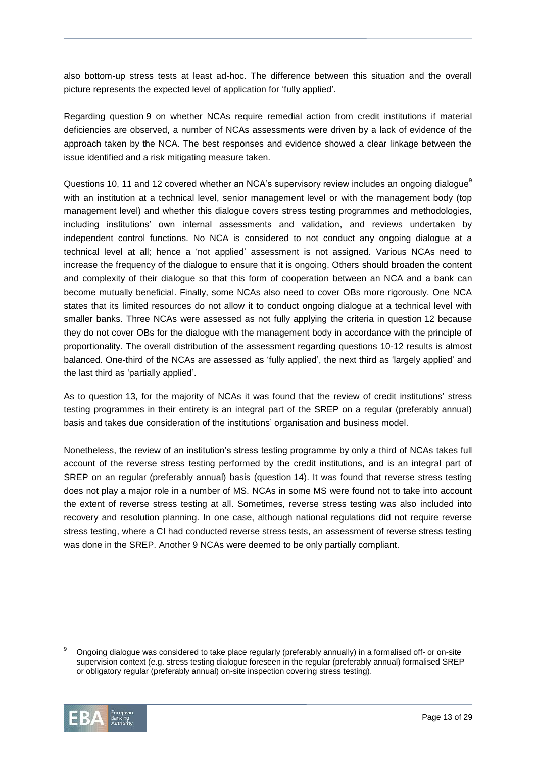also bottom-up stress tests at least ad-hoc. The difference between this situation and the overall picture represents the expected level of application for 'fully applied'.

Regarding question 9 on whether NCAs require remedial action from credit institutions if material deficiencies are observed, a number of NCAs assessments were driven by a lack of evidence of the approach taken by the NCA. The best responses and evidence showed a clear linkage between the issue identified and a risk mitigating measure taken.

Questions 10, 11 and 12 covered whether an NCA's supervisory review includes an ongoing dialogue[9] with an institution at a technical level, senior management level or with the management body (top management level) and whether this dialogue covers stress testing programmes and methodologies, including institutions' own internal assessments and validation, and reviews undertaken by independent control functions. No NCA is considered to not conduct any ongoing dialogue at a technical level at all; hence a 'not applied' assessment is not assigned. Various NCAs need to increase the frequency of the dialogue to ensure that it is ongoing. Others should broaden the content and complexity of their dialogue so that this form of cooperation between an NCA and a bank can become mutually beneficial. Finally, some NCAs also need to cover OBs more rigorously. One NCA states that its limited resources do not allow it to conduct ongoing dialogue at a technical level with smaller banks. Three NCAs were assessed as not fully applying the criteria in question 12 because they do not cover OBs for the dialogue with the management body in accordance with the principle of proportionality. The overall distribution of the assessment regarding questions 10-12 results is almost balanced. One-third of the NCAs are assessed as 'fully applied', the next third as 'largely applied' and the last third as 'partially applied'.

As to question 13, for the majority of NCAs it was found that the review of credit institutions' stress testing programmes in their entirety is an integral part of the SREP on a regular (preferably annual) basis and takes due consideration of the institutions' organisation and business model.

Nonetheless, the review of an institution's stress testing programme by only a third of NCAs takes full account of the reverse stress testing performed by the credit institutions, and is an integral part of SREP on a regular (preferably annual) basis (question 14). It was found that reverse stress testing does not play a major role in a number of MS. NCAs in some MS were found not to take into account the extent of reverse stress testing at all. Sometimes, reverse stress testing was also included into recovery and resolution planning. In one case, although national regulations did not require reverse stress testing, where a CI had conducted reverse stress tests, an assessment of reverse stress testing was done in the SREP. Another 9 NCAs were deemed to be only partially compliant.

[9] Ongoing dialogue was considered to take place regularly (preferably annually) in a formalised off- or on-site supervision context (e.g. stress testing dialogue foreseen in the regular (preferably annual) formalised SREP or obligatory regular (preferably annual) on-site inspection covering stress testing).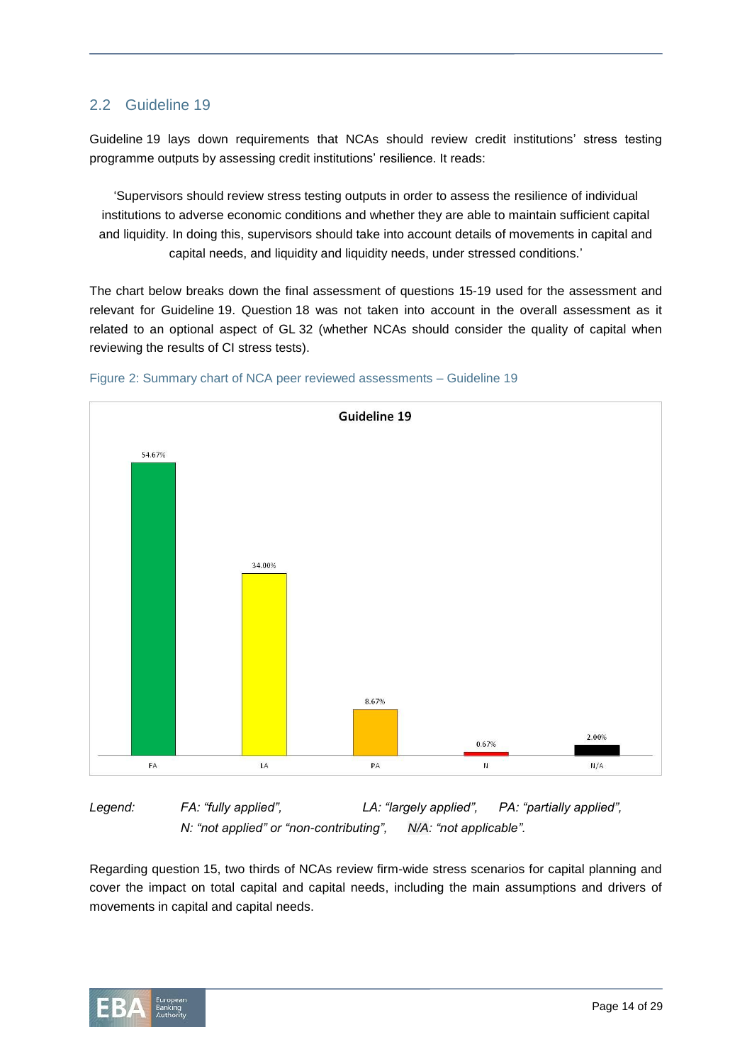## 2.2 Guideline 19

Guideline 19 lays down requirements that NCAs should review credit institutions' stress testing programme outputs by assessing credit institutions' resilience. It reads:

> 'Supervisors should review stress testing outputs in order to assess the resilience of individual institutions to adverse economic conditions and whether they are able to maintain sufficient capital and liquidity. In doing this, supervisors should take into account details of movements in capital and capital needs, and liquidity and liquidity needs, under stressed conditions.'

The chart below breaks down the final assessment of questions 15-19 used for the assessment and relevant for Guideline 19. Question 18 was not taken into account in the overall assessment as it related to an optional aspect of GL 32 (whether NCAs should consider the quality of capital when reviewing the results of CI stress tests).

Figure 2: Summary chart of NCA peer reviewed assessments – Guideline 19

**Guideline 19**

| FA | LA | PA | N | N/A |
|---|---|---|---|---|
| 54.67% | 34.00% | 8.67% | 0.67% | 2.00% |

*Legend: FA: "fully applied", LA: "largely applied", PA: "partially applied", N: "not applied" or "non-contributing", N/A: "not applicable".*

Regarding question 15, two thirds of NCAs review firm-wide stress scenarios for capital planning and cover the impact on total capital and capital needs, including the main assumptions and drivers of movements in capital and capital needs.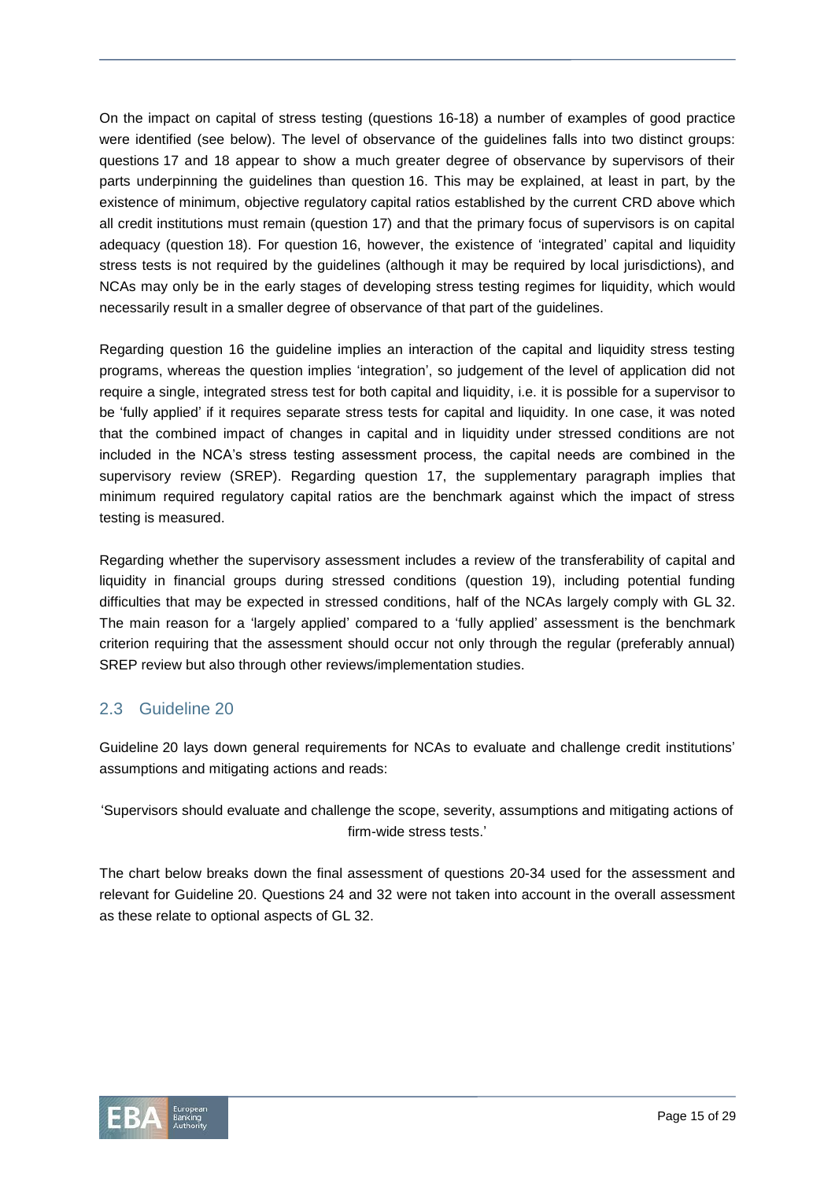On the impact on capital of stress testing (questions 16-18) a number of examples of good practice were identified (see below). The level of observance of the guidelines falls into two distinct groups: questions 17 and 18 appear to show a much greater degree of observance by supervisors of their parts underpinning the guidelines than question 16. This may be explained, at least in part, by the existence of minimum, objective regulatory capital ratios established by the current CRD above which all credit institutions must remain (question 17) and that the primary focus of supervisors is on capital adequacy (question 18). For question 16, however, the existence of 'integrated' capital and liquidity stress tests is not required by the guidelines (although it may be required by local jurisdictions), and NCAs may only be in the early stages of developing stress testing regimes for liquidity, which would necessarily result in a smaller degree of observance of that part of the guidelines.

Regarding question 16 the guideline implies an interaction of the capital and liquidity stress testing programs, whereas the question implies 'integration', so judgement of the level of application did not require a single, integrated stress test for both capital and liquidity, i.e. it is possible for a supervisor to be 'fully applied' if it requires separate stress tests for capital and liquidity. In one case, it was noted that the combined impact of changes in capital and in liquidity under stressed conditions are not included in the NCA's stress testing assessment process, the capital needs are combined in the supervisory review (SREP). Regarding question 17, the supplementary paragraph implies that minimum required regulatory capital ratios are the benchmark against which the impact of stress testing is measured.

Regarding whether the supervisory assessment includes a review of the transferability of capital and liquidity in financial groups during stressed conditions (question 19), including potential funding difficulties that may be expected in stressed conditions, half of the NCAs largely comply with GL 32. The main reason for a 'largely applied' compared to a 'fully applied' assessment is the benchmark criterion requiring that the assessment should occur not only through the regular (preferably annual) SREP review but also through other reviews/implementation studies.

## 2.3 Guideline 20

Guideline 20 lays down general requirements for NCAs to evaluate and challenge credit institutions' assumptions and mitigating actions and reads:

'Supervisors should evaluate and challenge the scope, severity, assumptions and mitigating actions of firm-wide stress tests.'

The chart below breaks down the final assessment of questions 20-34 used for the assessment and relevant for Guideline 20. Questions 24 and 32 were not taken into account in the overall assessment as these relate to optional aspects of GL 32.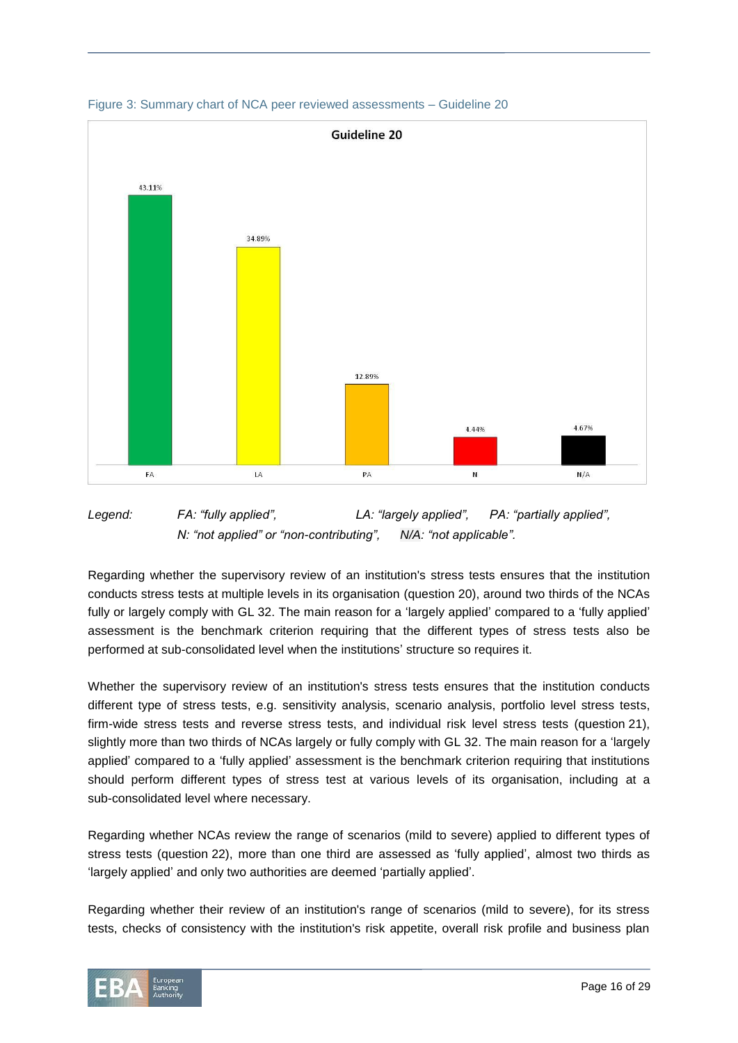Figure 3: Summary chart of NCA peer reviewed assessments – Guideline 20

| Guideline 20 | FA | LA | PA | N | N/A |
|---|---|---|---|---|---|
| | 43.11% | 34.89% | 12.89% | 4.44% | 4.67% |

*Legend: FA: "fully applied", LA: "largely applied", PA: "partially applied", N: "not applied" or "non-contributing", N/A: "not applicable".*

Regarding whether the supervisory review of an institution's stress tests ensures that the institution conducts stress tests at multiple levels in its organisation (question 20), around two thirds of the NCAs fully or largely comply with GL 32. The main reason for a 'largely applied' compared to a 'fully applied' assessment is the benchmark criterion requiring that the different types of stress tests also be performed at sub-consolidated level when the institutions' structure so requires it.

Whether the supervisory review of an institution's stress tests ensures that the institution conducts different type of stress tests, e.g. sensitivity analysis, scenario analysis, portfolio level stress tests, firm-wide stress tests and reverse stress tests, and individual risk level stress tests (question 21), slightly more than two thirds of NCAs largely or fully comply with GL 32. The main reason for a 'largely applied' compared to a 'fully applied' assessment is the benchmark criterion requiring that institutions should perform different types of stress test at various levels of its organisation, including at a sub-consolidated level where necessary.

Regarding whether NCAs review the range of scenarios (mild to severe) applied to different types of stress tests (question 22), more than one third are assessed as 'fully applied', almost two thirds as 'largely applied' and only two authorities are deemed 'partially applied'.

Regarding whether their review of an institution's range of scenarios (mild to severe), for its stress tests, checks of consistency with the institution's risk appetite, overall risk profile and business plan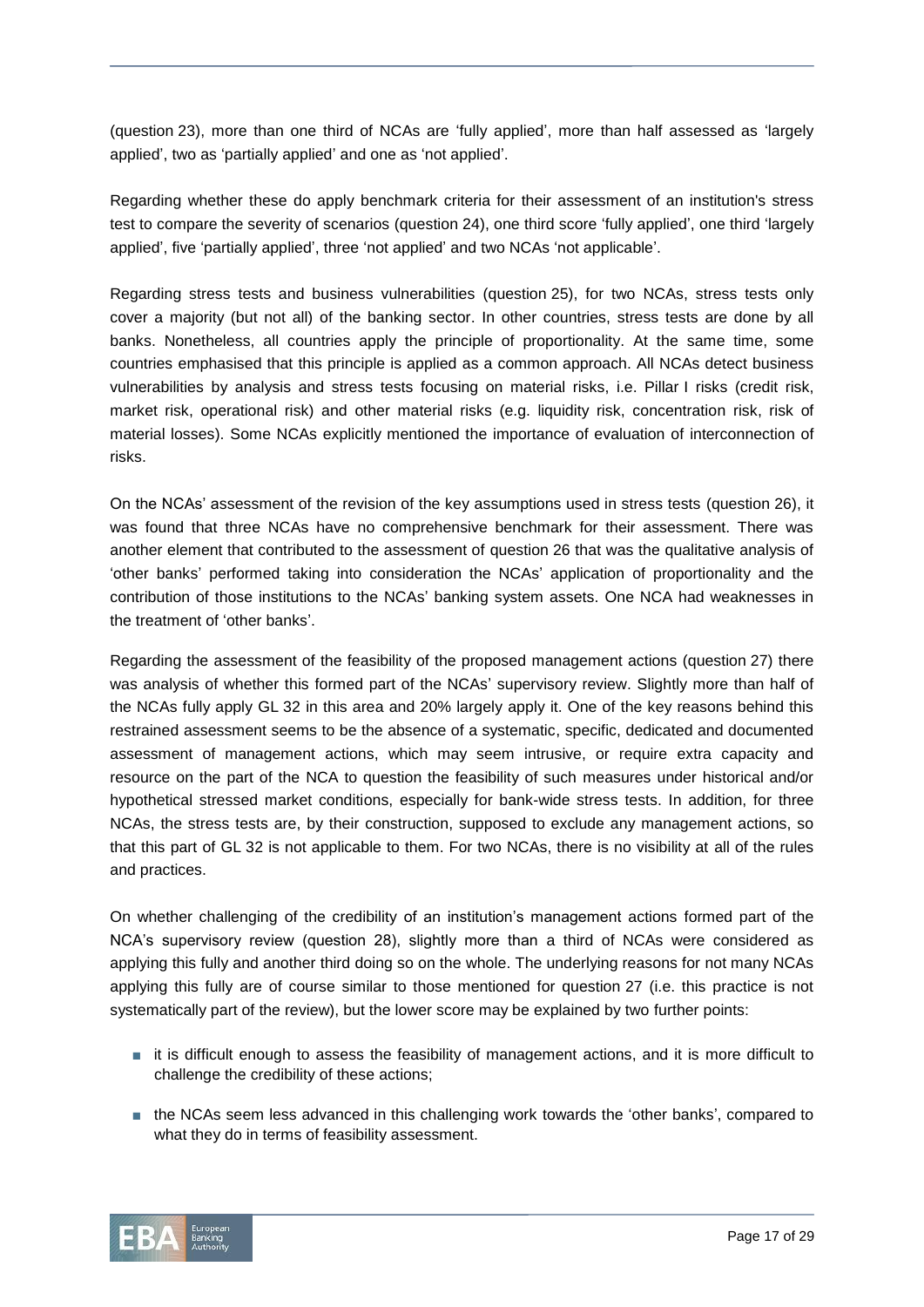(question 23), more than one third of NCAs are 'fully applied', more than half assessed as 'largely applied', two as 'partially applied' and one as 'not applied'.

Regarding whether these do apply benchmark criteria for their assessment of an institution's stress test to compare the severity of scenarios (question 24), one third score 'fully applied', one third 'largely applied', five 'partially applied', three 'not applied' and two NCAs 'not applicable'.

Regarding stress tests and business vulnerabilities (question 25), for two NCAs, stress tests only cover a majority (but not all) of the banking sector. In other countries, stress tests are done by all banks. Nonetheless, all countries apply the principle of proportionality. At the same time, some countries emphasised that this principle is applied as a common approach. All NCAs detect business vulnerabilities by analysis and stress tests focusing on material risks, i.e. Pillar I risks (credit risk, market risk, operational risk) and other material risks (e.g. liquidity risk, concentration risk, risk of material losses). Some NCAs explicitly mentioned the importance of evaluation of interconnection of risks.

On the NCAs' assessment of the revision of the key assumptions used in stress tests (question 26), it was found that three NCAs have no comprehensive benchmark for their assessment. There was another element that contributed to the assessment of question 26 that was the qualitative analysis of 'other banks' performed taking into consideration the NCAs' application of proportionality and the contribution of those institutions to the NCAs' banking system assets. One NCA had weaknesses in the treatment of 'other banks'.

Regarding the assessment of the feasibility of the proposed management actions (question 27) there was analysis of whether this formed part of the NCAs' supervisory review. Slightly more than half of the NCAs fully apply GL 32 in this area and 20% largely apply it. One of the key reasons behind this restrained assessment seems to be the absence of a systematic, specific, dedicated and documented assessment of management actions, which may seem intrusive, or require extra capacity and resource on the part of the NCA to question the feasibility of such measures under historical and/or hypothetical stressed market conditions, especially for bank-wide stress tests. In addition, for three NCAs, the stress tests are, by their construction, supposed to exclude any management actions, so that this part of GL 32 is not applicable to them. For two NCAs, there is no visibility at all of the rules and practices.

On whether challenging of the credibility of an institution's management actions formed part of the NCA's supervisory review (question 28), slightly more than a third of NCAs were considered as applying this fully and another third doing so on the whole. The underlying reasons for not many NCAs applying this fully are of course similar to those mentioned for question 27 (i.e. this practice is not systematically part of the review), but the lower score may be explained by two further points:

- it is difficult enough to assess the feasibility of management actions, and it is more difficult to challenge the credibility of these actions;
- the NCAs seem less advanced in this challenging work towards the 'other banks', compared to what they do in terms of feasibility assessment.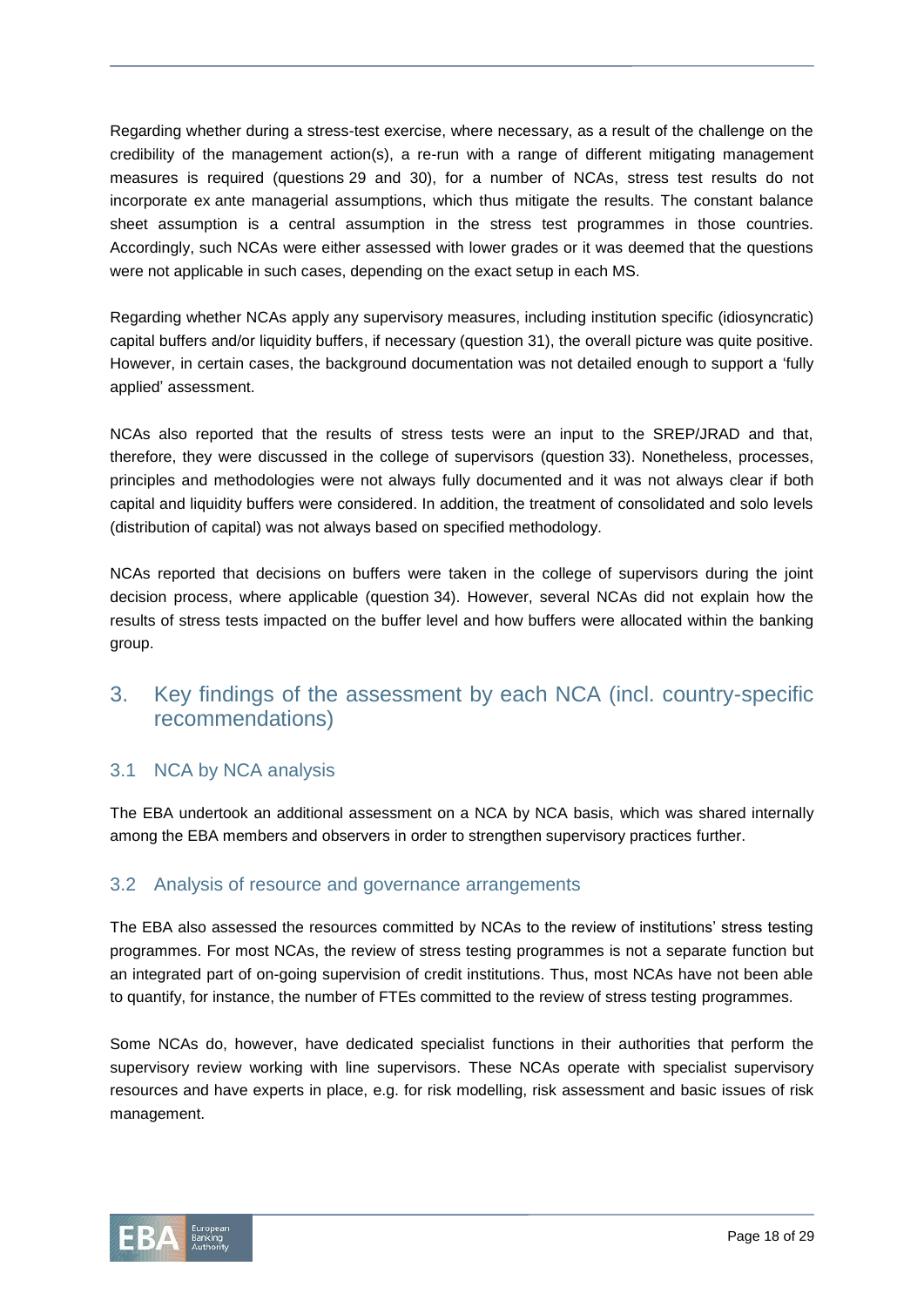Regarding whether during a stress-test exercise, where necessary, as a result of the challenge on the credibility of the management action(s), a re-run with a range of different mitigating management measures is required (questions 29 and 30), for a number of NCAs, stress test results do not incorporate ex ante managerial assumptions, which thus mitigate the results. The constant balance sheet assumption is a central assumption in the stress test programmes in those countries. Accordingly, such NCAs were either assessed with lower grades or it was deemed that the questions were not applicable in such cases, depending on the exact setup in each MS.

Regarding whether NCAs apply any supervisory measures, including institution specific (idiosyncratic) capital buffers and/or liquidity buffers, if necessary (question 31), the overall picture was quite positive. However, in certain cases, the background documentation was not detailed enough to support a 'fully applied' assessment.

NCAs also reported that the results of stress tests were an input to the SREP/JRAD and that, therefore, they were discussed in the college of supervisors (question 33). Nonetheless, processes, principles and methodologies were not always fully documented and it was not always clear if both capital and liquidity buffers were considered. In addition, the treatment of consolidated and solo levels (distribution of capital) was not always based on specified methodology.

NCAs reported that decisions on buffers were taken in the college of supervisors during the joint decision process, where applicable (question 34). However, several NCAs did not explain how the results of stress tests impacted on the buffer level and how buffers were allocated within the banking group.

# 3. Key findings of the assessment by each NCA (incl. country-specific recommendations)

## 3.1 NCA by NCA analysis

The EBA undertook an additional assessment on a NCA by NCA basis, which was shared internally among the EBA members and observers in order to strengthen supervisory practices further.

## 3.2 Analysis of resource and governance arrangements

The EBA also assessed the resources committed by NCAs to the review of institutions' stress testing programmes. For most NCAs, the review of stress testing programmes is not a separate function but an integrated part of on-going supervision of credit institutions. Thus, most NCAs have not been able to quantify, for instance, the number of FTEs committed to the review of stress testing programmes.

Some NCAs do, however, have dedicated specialist functions in their authorities that perform the supervisory review working with line supervisors. These NCAs operate with specialist supervisory resources and have experts in place, e.g. for risk modelling, risk assessment and basic issues of risk management.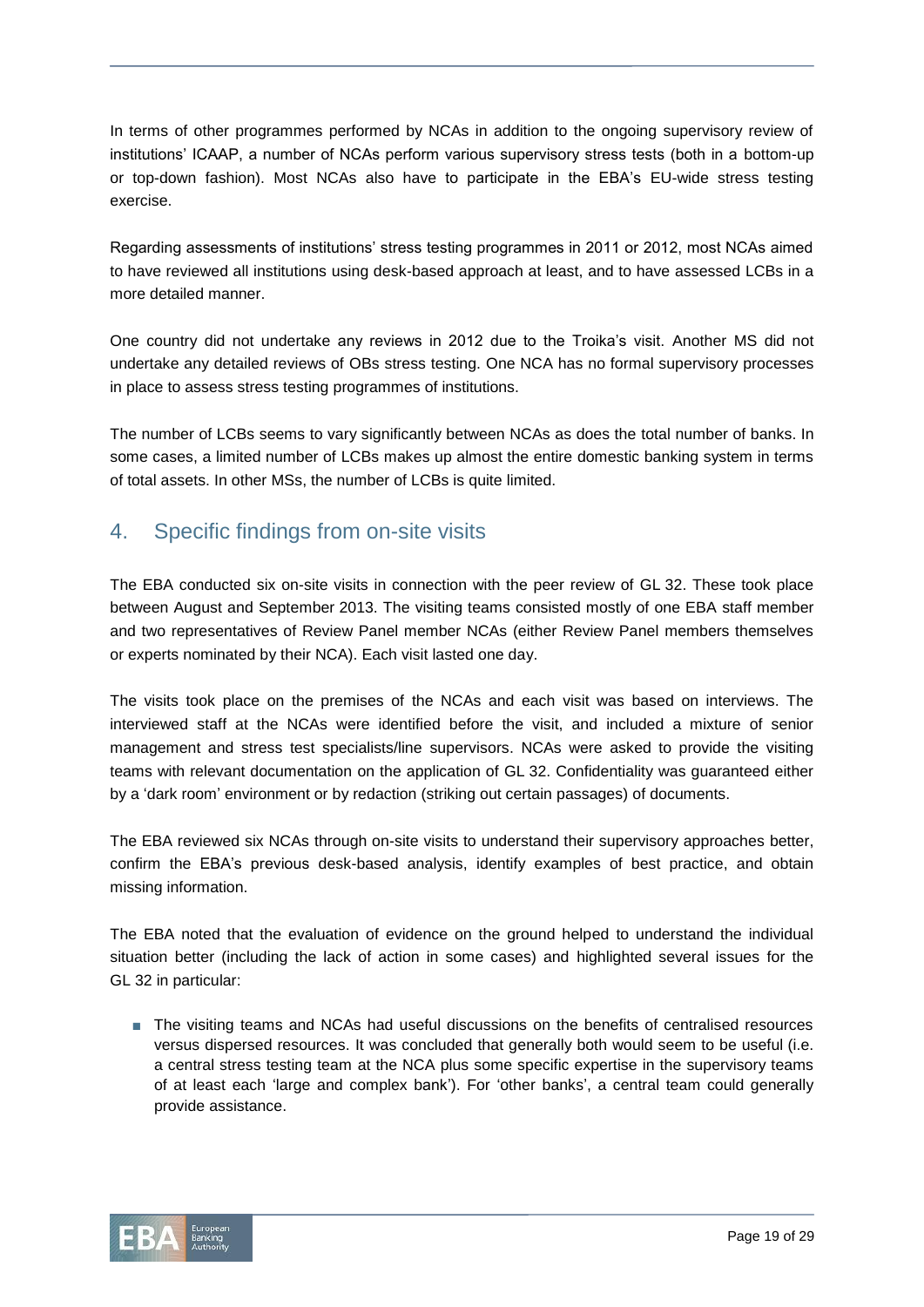In terms of other programmes performed by NCAs in addition to the ongoing supervisory review of institutions' ICAAP, a number of NCAs perform various supervisory stress tests (both in a bottom-up or top-down fashion). Most NCAs also have to participate in the EBA's EU-wide stress testing exercise.

Regarding assessments of institutions' stress testing programmes in 2011 or 2012, most NCAs aimed to have reviewed all institutions using desk-based approach at least, and to have assessed LCBs in a more detailed manner.

One country did not undertake any reviews in 2012 due to the Troika's visit. Another MS did not undertake any detailed reviews of OBs stress testing. One NCA has no formal supervisory processes in place to assess stress testing programmes of institutions.

The number of LCBs seems to vary significantly between NCAs as does the total number of banks. In some cases, a limited number of LCBs makes up almost the entire domestic banking system in terms of total assets. In other MSs, the number of LCBs is quite limited.

## 4. Specific findings from on-site visits

The EBA conducted six on-site visits in connection with the peer review of GL 32. These took place between August and September 2013. The visiting teams consisted mostly of one EBA staff member and two representatives of Review Panel member NCAs (either Review Panel members themselves or experts nominated by their NCA). Each visit lasted one day.

The visits took place on the premises of the NCAs and each visit was based on interviews. The interviewed staff at the NCAs were identified before the visit, and included a mixture of senior management and stress test specialists/line supervisors. NCAs were asked to provide the visiting teams with relevant documentation on the application of GL 32. Confidentiality was guaranteed either by a 'dark room' environment or by redaction (striking out certain passages) of documents.

The EBA reviewed six NCAs through on-site visits to understand their supervisory approaches better, confirm the EBA's previous desk-based analysis, identify examples of best practice, and obtain missing information.

The EBA noted that the evaluation of evidence on the ground helped to understand the individual situation better (including the lack of action in some cases) and highlighted several issues for the GL 32 in particular:

- The visiting teams and NCAs had useful discussions on the benefits of centralised resources versus dispersed resources. It was concluded that generally both would seem to be useful (i.e. a central stress testing team at the NCA plus some specific expertise in the supervisory teams of at least each 'large and complex bank'). For 'other banks', a central team could generally provide assistance.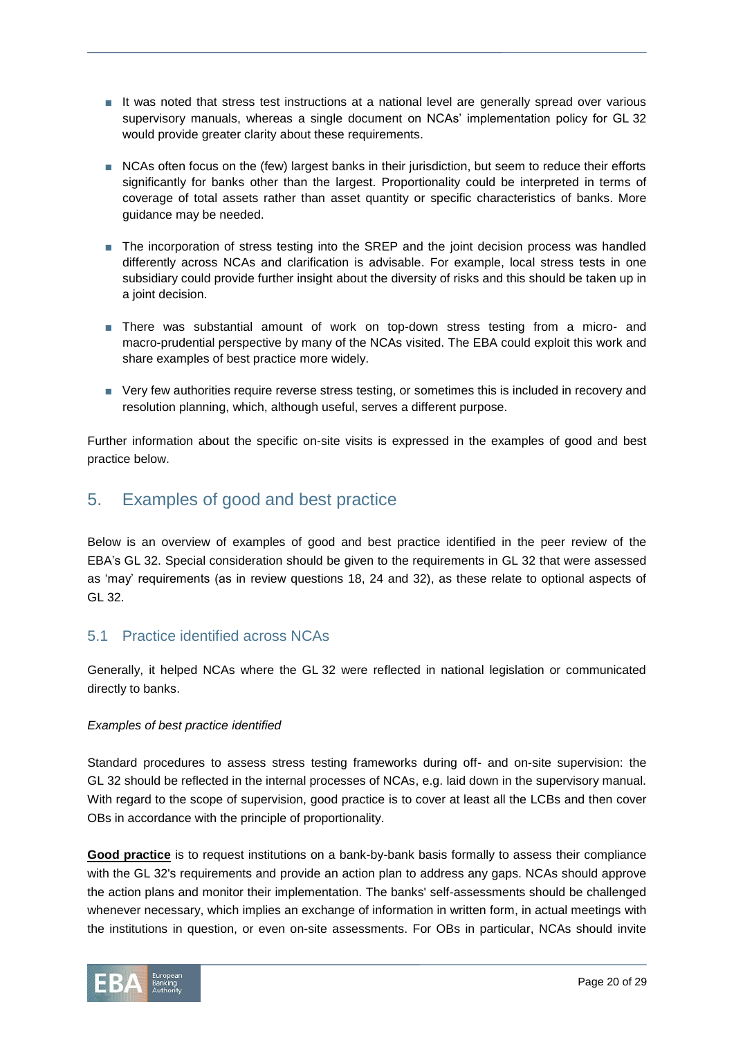- It was noted that stress test instructions at a national level are generally spread over various supervisory manuals, whereas a single document on NCAs' implementation policy for GL 32 would provide greater clarity about these requirements.
- NCAs often focus on the (few) largest banks in their jurisdiction, but seem to reduce their efforts significantly for banks other than the largest. Proportionality could be interpreted in terms of coverage of total assets rather than asset quantity or specific characteristics of banks. More guidance may be needed.
- The incorporation of stress testing into the SREP and the joint decision process was handled differently across NCAs and clarification is advisable. For example, local stress tests in one subsidiary could provide further insight about the diversity of risks and this should be taken up in a joint decision.
- There was substantial amount of work on top-down stress testing from a micro- and macro-prudential perspective by many of the NCAs visited. The EBA could exploit this work and share examples of best practice more widely.
- Very few authorities require reverse stress testing, or sometimes this is included in recovery and resolution planning, which, although useful, serves a different purpose.

Further information about the specific on-site visits is expressed in the examples of good and best practice below.

# 5. Examples of good and best practice

Below is an overview of examples of good and best practice identified in the peer review of the EBA's GL 32. Special consideration should be given to the requirements in GL 32 that were assessed as 'may' requirements (as in review questions 18, 24 and 32), as these relate to optional aspects of GL 32.

## 5.1 Practice identified across NCAs

Generally, it helped NCAs where the GL 32 were reflected in national legislation or communicated directly to banks.

*Examples of best practice identified*

Standard procedures to assess stress testing frameworks during off- and on-site supervision: the GL 32 should be reflected in the internal processes of NCAs, e.g. laid down in the supervisory manual. With regard to the scope of supervision, good practice is to cover at least all the LCBs and then cover OBs in accordance with the principle of proportionality.

**Good practice** is to request institutions on a bank-by-bank basis formally to assess their compliance with the GL 32's requirements and provide an action plan to address any gaps. NCAs should approve the action plans and monitor their implementation. The banks' self-assessments should be challenged whenever necessary, which implies an exchange of information in written form, in actual meetings with the institutions in question, or even on-site assessments. For OBs in particular, NCAs should invite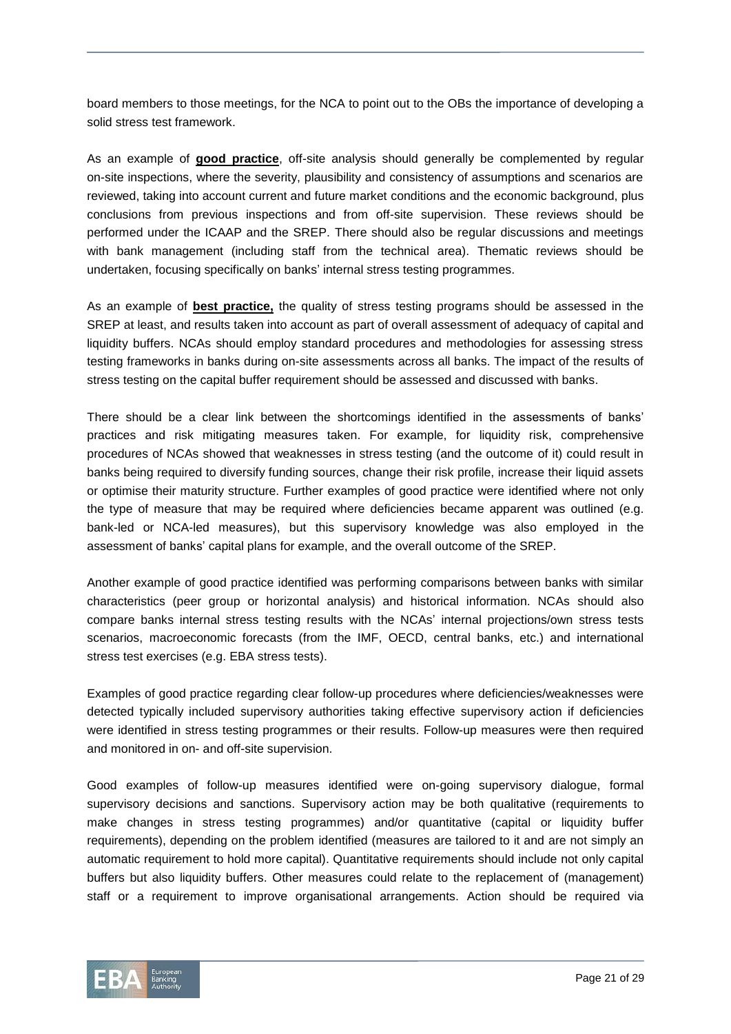board members to those meetings, for the NCA to point out to the OBs the importance of developing a solid stress test framework.

As an example of **good practice**, off-site analysis should generally be complemented by regular on-site inspections, where the severity, plausibility and consistency of assumptions and scenarios are reviewed, taking into account current and future market conditions and the economic background, plus conclusions from previous inspections and from off-site supervision. These reviews should be performed under the ICAAP and the SREP. There should also be regular discussions and meetings with bank management (including staff from the technical area). Thematic reviews should be undertaken, focusing specifically on banks' internal stress testing programmes.

As an example of **best practice,** the quality of stress testing programs should be assessed in the SREP at least, and results taken into account as part of overall assessment of adequacy of capital and liquidity buffers. NCAs should employ standard procedures and methodologies for assessing stress testing frameworks in banks during on-site assessments across all banks. The impact of the results of stress testing on the capital buffer requirement should be assessed and discussed with banks.

There should be a clear link between the shortcomings identified in the assessments of banks' practices and risk mitigating measures taken. For example, for liquidity risk, comprehensive procedures of NCAs showed that weaknesses in stress testing (and the outcome of it) could result in banks being required to diversify funding sources, change their risk profile, increase their liquid assets or optimise their maturity structure. Further examples of good practice were identified where not only the type of measure that may be required where deficiencies became apparent was outlined (e.g. bank-led or NCA-led measures), but this supervisory knowledge was also employed in the assessment of banks' capital plans for example, and the overall outcome of the SREP.

Another example of good practice identified was performing comparisons between banks with similar characteristics (peer group or horizontal analysis) and historical information. NCAs should also compare banks internal stress testing results with the NCAs' internal projections/own stress tests scenarios, macroeconomic forecasts (from the IMF, OECD, central banks, etc.) and international stress test exercises (e.g. EBA stress tests).

Examples of good practice regarding clear follow-up procedures where deficiencies/weaknesses were detected typically included supervisory authorities taking effective supervisory action if deficiencies were identified in stress testing programmes or their results. Follow-up measures were then required and monitored in on- and off-site supervision.

Good examples of follow-up measures identified were on-going supervisory dialogue, formal supervisory decisions and sanctions. Supervisory action may be both qualitative (requirements to make changes in stress testing programmes) and/or quantitative (capital or liquidity buffer requirements), depending on the problem identified (measures are tailored to it and are not simply an automatic requirement to hold more capital). Quantitative requirements should include not only capital buffers but also liquidity buffers. Other measures could relate to the replacement of (management) staff or a requirement to improve organisational arrangements. Action should be required via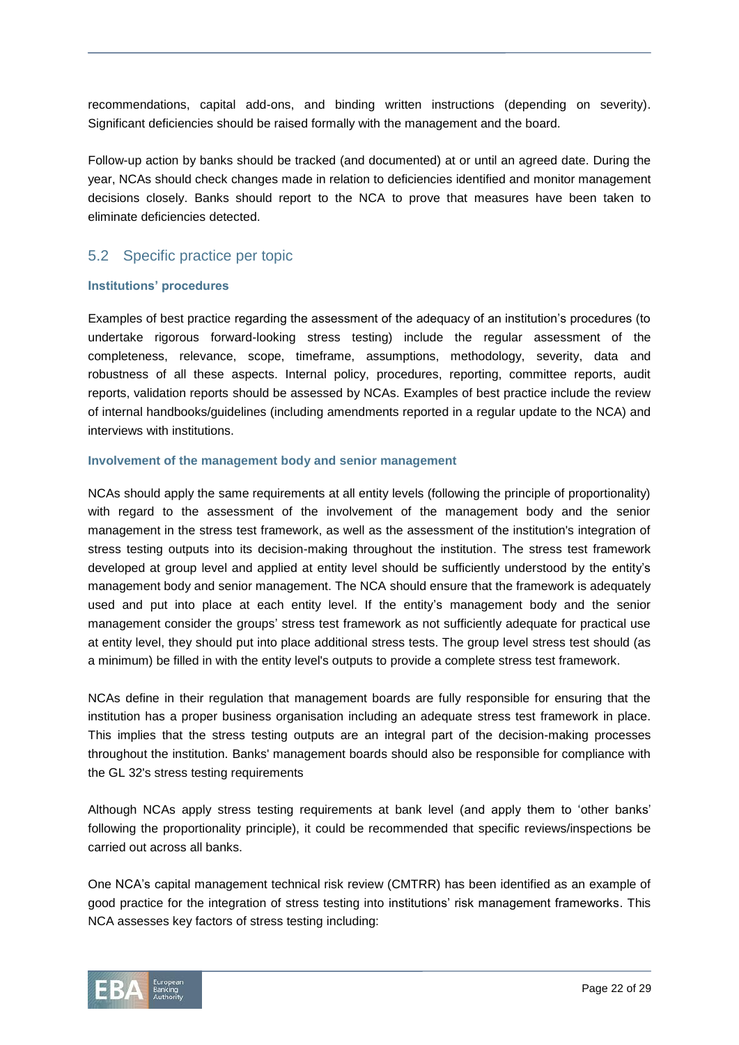recommendations, capital add-ons, and binding written instructions (depending on severity). Significant deficiencies should be raised formally with the management and the board.

Follow-up action by banks should be tracked (and documented) at or until an agreed date. During the year, NCAs should check changes made in relation to deficiencies identified and monitor management decisions closely. Banks should report to the NCA to prove that measures have been taken to eliminate deficiencies detected.

## 5.2 Specific practice per topic

### Institutions' procedures

Examples of best practice regarding the assessment of the adequacy of an institution's procedures (to undertake rigorous forward-looking stress testing) include the regular assessment of the completeness, relevance, scope, timeframe, assumptions, methodology, severity, data and robustness of all these aspects. Internal policy, procedures, reporting, committee reports, audit reports, validation reports should be assessed by NCAs. Examples of best practice include the review of internal handbooks/guidelines (including amendments reported in a regular update to the NCA) and interviews with institutions.

### Involvement of the management body and senior management

NCAs should apply the same requirements at all entity levels (following the principle of proportionality) with regard to the assessment of the involvement of the management body and the senior management in the stress test framework, as well as the assessment of the institution's integration of stress testing outputs into its decision-making throughout the institution. The stress test framework developed at group level and applied at entity level should be sufficiently understood by the entity's management body and senior management. The NCA should ensure that the framework is adequately used and put into place at each entity level. If the entity's management body and the senior management consider the groups' stress test framework as not sufficiently adequate for practical use at entity level, they should put into place additional stress tests. The group level stress test should (as a minimum) be filled in with the entity level's outputs to provide a complete stress test framework.

NCAs define in their regulation that management boards are fully responsible for ensuring that the institution has a proper business organisation including an adequate stress test framework in place. This implies that the stress testing outputs are an integral part of the decision-making processes throughout the institution. Banks' management boards should also be responsible for compliance with the GL 32's stress testing requirements

Although NCAs apply stress testing requirements at bank level (and apply them to 'other banks' following the proportionality principle), it could be recommended that specific reviews/inspections be carried out across all banks.

One NCA's capital management technical risk review (CMTRR) has been identified as an example of good practice for the integration of stress testing into institutions' risk management frameworks. This NCA assesses key factors of stress testing including: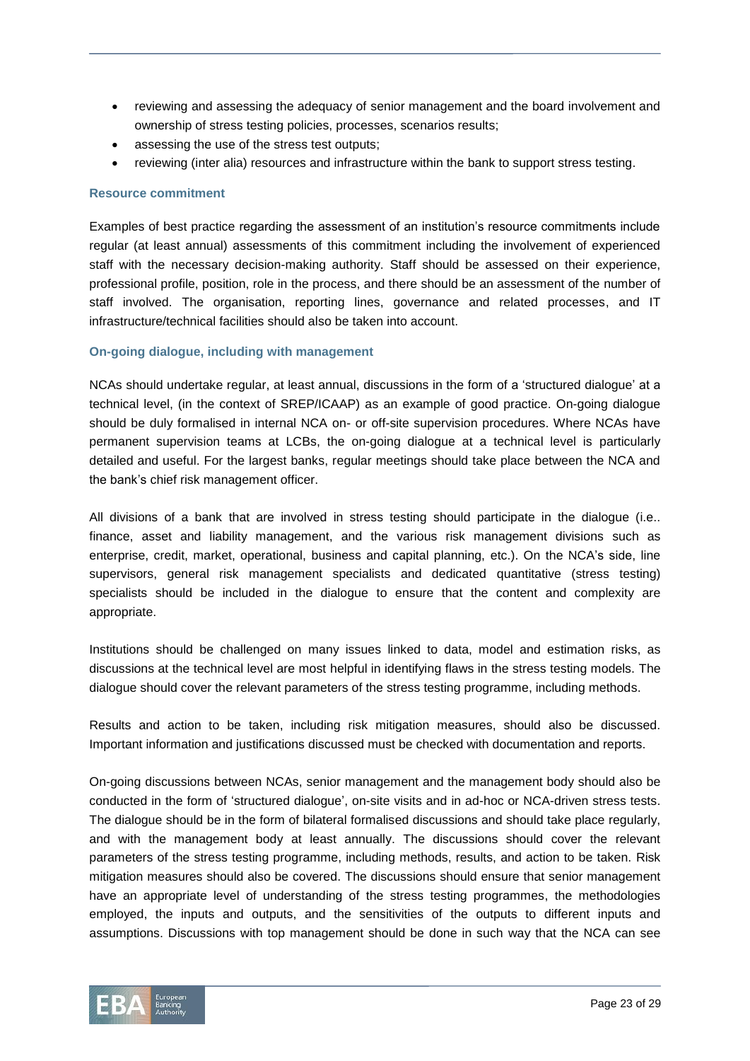- reviewing and assessing the adequacy of senior management and the board involvement and ownership of stress testing policies, processes, scenarios results;
- assessing the use of the stress test outputs;
- reviewing (inter alia) resources and infrastructure within the bank to support stress testing.

### Resource commitment

Examples of best practice regarding the assessment of an institution's resource commitments include regular (at least annual) assessments of this commitment including the involvement of experienced staff with the necessary decision-making authority. Staff should be assessed on their experience, professional profile, position, role in the process, and there should be an assessment of the number of staff involved. The organisation, reporting lines, governance and related processes, and IT infrastructure/technical facilities should also be taken into account.

### On-going dialogue, including with management

NCAs should undertake regular, at least annual, discussions in the form of a 'structured dialogue' at a technical level, (in the context of SREP/ICAAP) as an example of good practice. On-going dialogue should be duly formalised in internal NCA on- or off-site supervision procedures. Where NCAs have permanent supervision teams at LCBs, the on-going dialogue at a technical level is particularly detailed and useful. For the largest banks, regular meetings should take place between the NCA and the bank's chief risk management officer.

All divisions of a bank that are involved in stress testing should participate in the dialogue (i.e.. finance, asset and liability management, and the various risk management divisions such as enterprise, credit, market, operational, business and capital planning, etc.). On the NCA's side, line supervisors, general risk management specialists and dedicated quantitative (stress testing) specialists should be included in the dialogue to ensure that the content and complexity are appropriate.

Institutions should be challenged on many issues linked to data, model and estimation risks, as discussions at the technical level are most helpful in identifying flaws in the stress testing models. The dialogue should cover the relevant parameters of the stress testing programme, including methods.

Results and action to be taken, including risk mitigation measures, should also be discussed. Important information and justifications discussed must be checked with documentation and reports.

On-going discussions between NCAs, senior management and the management body should also be conducted in the form of 'structured dialogue', on-site visits and in ad-hoc or NCA-driven stress tests. The dialogue should be in the form of bilateral formalised discussions and should take place regularly, and with the management body at least annually. The discussions should cover the relevant parameters of the stress testing programme, including methods, results, and action to be taken. Risk mitigation measures should also be covered. The discussions should ensure that senior management have an appropriate level of understanding of the stress testing programmes, the methodologies employed, the inputs and outputs, and the sensitivities of the outputs to different inputs and assumptions. Discussions with top management should be done in such way that the NCA can see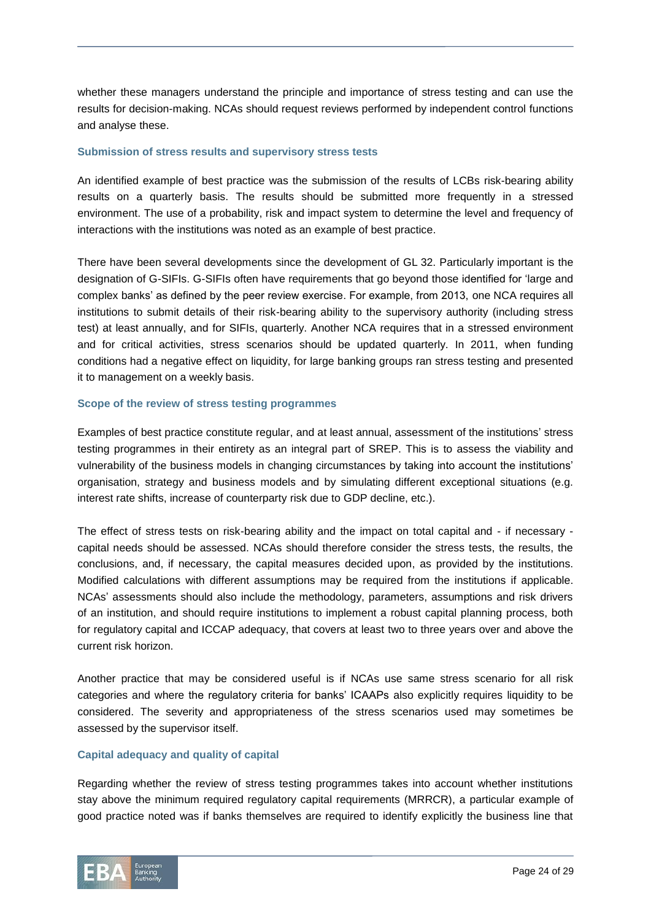whether these managers understand the principle and importance of stress testing and can use the results for decision-making. NCAs should request reviews performed by independent control functions and analyse these.

### Submission of stress results and supervisory stress tests

An identified example of best practice was the submission of the results of LCBs risk-bearing ability results on a quarterly basis. The results should be submitted more frequently in a stressed environment. The use of a probability, risk and impact system to determine the level and frequency of interactions with the institutions was noted as an example of best practice.

There have been several developments since the development of GL 32. Particularly important is the designation of G-SIFIs. G-SIFIs often have requirements that go beyond those identified for 'large and complex banks' as defined by the peer review exercise. For example, from 2013, one NCA requires all institutions to submit details of their risk-bearing ability to the supervisory authority (including stress test) at least annually, and for SIFIs, quarterly. Another NCA requires that in a stressed environment and for critical activities, stress scenarios should be updated quarterly. In 2011, when funding conditions had a negative effect on liquidity, for large banking groups ran stress testing and presented it to management on a weekly basis.

### Scope of the review of stress testing programmes

Examples of best practice constitute regular, and at least annual, assessment of the institutions' stress testing programmes in their entirety as an integral part of SREP. This is to assess the viability and vulnerability of the business models in changing circumstances by taking into account the institutions' organisation, strategy and business models and by simulating different exceptional situations (e.g. interest rate shifts, increase of counterparty risk due to GDP decline, etc.).

The effect of stress tests on risk-bearing ability and the impact on total capital and - if necessary - capital needs should be assessed. NCAs should therefore consider the stress tests, the results, the conclusions, and, if necessary, the capital measures decided upon, as provided by the institutions. Modified calculations with different assumptions may be required from the institutions if applicable. NCAs' assessments should also include the methodology, parameters, assumptions and risk drivers of an institution, and should require institutions to implement a robust capital planning process, both for regulatory capital and ICCAP adequacy, that covers at least two to three years over and above the current risk horizon.

Another practice that may be considered useful is if NCAs use same stress scenario for all risk categories and where the regulatory criteria for banks' ICAAPs also explicitly requires liquidity to be considered. The severity and appropriateness of the stress scenarios used may sometimes be assessed by the supervisor itself.

### Capital adequacy and quality of capital

Regarding whether the review of stress testing programmes takes into account whether institutions stay above the minimum required regulatory capital requirements (MRRCR), a particular example of good practice noted was if banks themselves are required to identify explicitly the business line that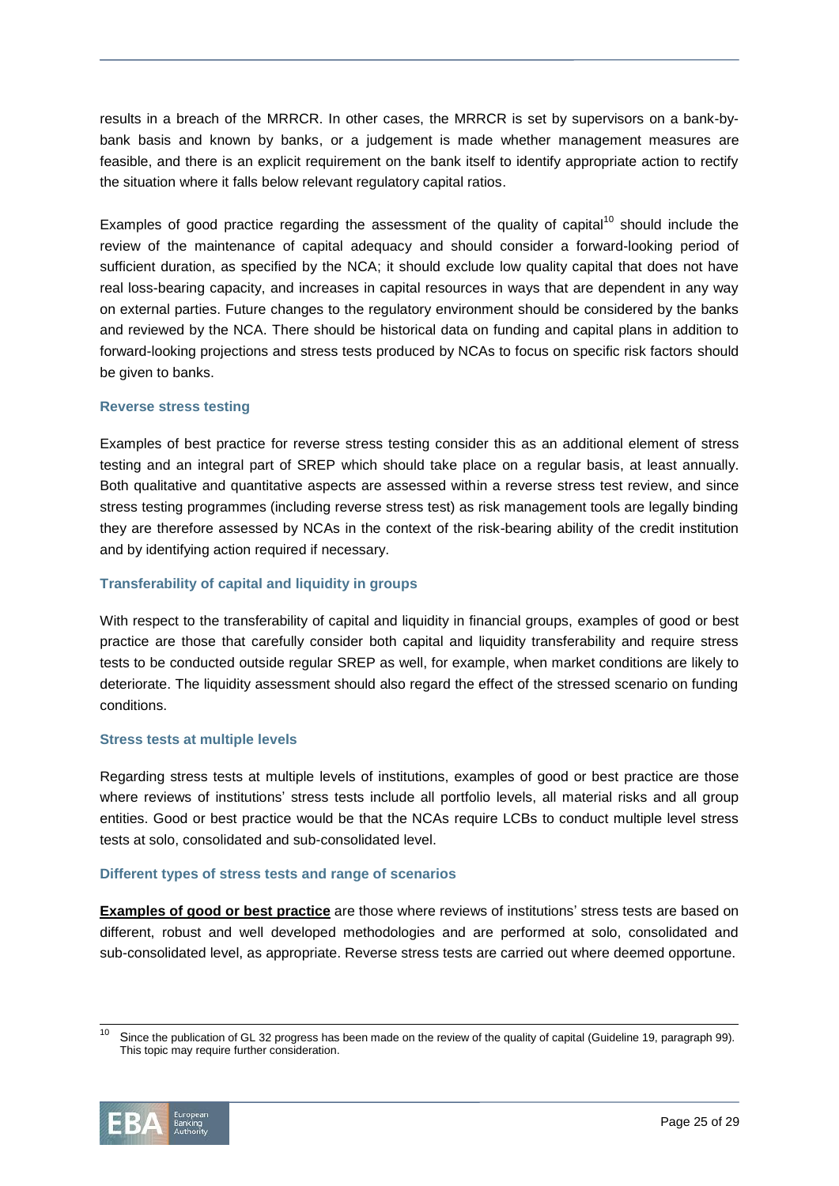results in a breach of the MRRCR. In other cases, the MRRCR is set by supervisors on a bank-by-bank basis and known by banks, or a judgement is made whether management measures are feasible, and there is an explicit requirement on the bank itself to identify appropriate action to rectify the situation where it falls below relevant regulatory capital ratios.

Examples of good practice regarding the assessment of the quality of capital[10] should include the review of the maintenance of capital adequacy and should consider a forward-looking period of sufficient duration, as specified by the NCA; it should exclude low quality capital that does not have real loss-bearing capacity, and increases in capital resources in ways that are dependent in any way on external parties. Future changes to the regulatory environment should be considered by the banks and reviewed by the NCA. There should be historical data on funding and capital plans in addition to forward-looking projections and stress tests produced by NCAs to focus on specific risk factors should be given to banks.

### Reverse stress testing

Examples of best practice for reverse stress testing consider this as an additional element of stress testing and an integral part of SREP which should take place on a regular basis, at least annually. Both qualitative and quantitative aspects are assessed within a reverse stress test review, and since stress testing programmes (including reverse stress test) as risk management tools are legally binding they are therefore assessed by NCAs in the context of the risk-bearing ability of the credit institution and by identifying action required if necessary.

### Transferability of capital and liquidity in groups

With respect to the transferability of capital and liquidity in financial groups, examples of good or best practice are those that carefully consider both capital and liquidity transferability and require stress tests to be conducted outside regular SREP as well, for example, when market conditions are likely to deteriorate. The liquidity assessment should also regard the effect of the stressed scenario on funding conditions.

### Stress tests at multiple levels

Regarding stress tests at multiple levels of institutions, examples of good or best practice are those where reviews of institutions' stress tests include all portfolio levels, all material risks and all group entities. Good or best practice would be that the NCAs require LCBs to conduct multiple level stress tests at solo, consolidated and sub-consolidated level.

### Different types of stress tests and range of scenarios

**Examples of good or best practice** are those where reviews of institutions' stress tests are based on different, robust and well developed methodologies and are performed at solo, consolidated and sub-consolidated level, as appropriate. Reverse stress tests are carried out where deemed opportune.

---

[10] Since the publication of GL 32 progress has been made on the review of the quality of capital (Guideline 19, paragraph 99). This topic may require further consideration.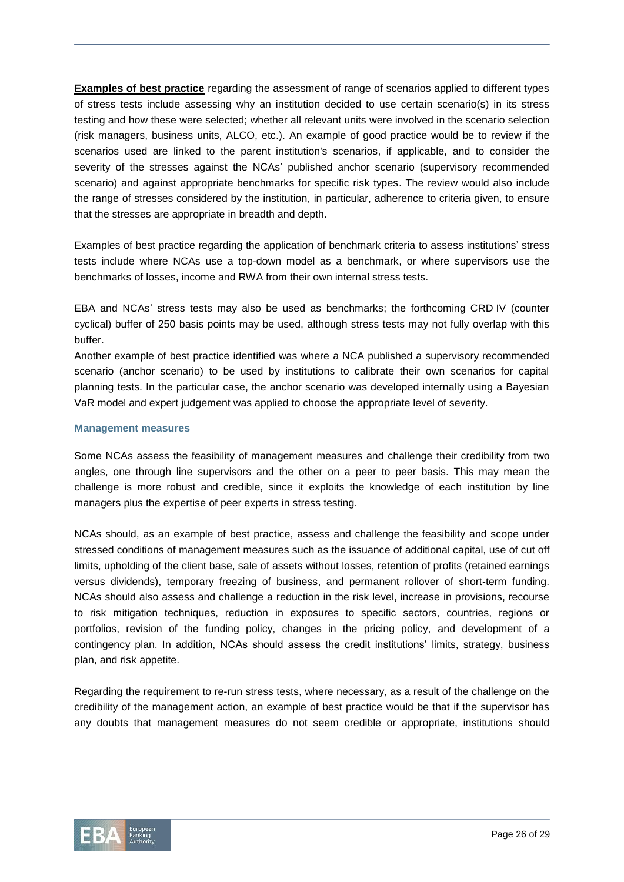**Examples of best practice** regarding the assessment of range of scenarios applied to different types of stress tests include assessing why an institution decided to use certain scenario(s) in its stress testing and how these were selected; whether all relevant units were involved in the scenario selection (risk managers, business units, ALCO, etc.). An example of good practice would be to review if the scenarios used are linked to the parent institution's scenarios, if applicable, and to consider the severity of the stresses against the NCAs' published anchor scenario (supervisory recommended scenario) and against appropriate benchmarks for specific risk types. The review would also include the range of stresses considered by the institution, in particular, adherence to criteria given, to ensure that the stresses are appropriate in breadth and depth.

Examples of best practice regarding the application of benchmark criteria to assess institutions' stress tests include where NCAs use a top-down model as a benchmark, or where supervisors use the benchmarks of losses, income and RWA from their own internal stress tests.

EBA and NCAs' stress tests may also be used as benchmarks; the forthcoming CRD IV (counter cyclical) buffer of 250 basis points may be used, although stress tests may not fully overlap with this buffer.

Another example of best practice identified was where a NCA published a supervisory recommended scenario (anchor scenario) to be used by institutions to calibrate their own scenarios for capital planning tests. In the particular case, the anchor scenario was developed internally using a Bayesian VaR model and expert judgement was applied to choose the appropriate level of severity.

### Management measures

Some NCAs assess the feasibility of management measures and challenge their credibility from two angles, one through line supervisors and the other on a peer to peer basis. This may mean the challenge is more robust and credible, since it exploits the knowledge of each institution by line managers plus the expertise of peer experts in stress testing.

NCAs should, as an example of best practice, assess and challenge the feasibility and scope under stressed conditions of management measures such as the issuance of additional capital, use of cut off limits, upholding of the client base, sale of assets without losses, retention of profits (retained earnings versus dividends), temporary freezing of business, and permanent rollover of short-term funding. NCAs should also assess and challenge a reduction in the risk level, increase in provisions, recourse to risk mitigation techniques, reduction in exposures to specific sectors, countries, regions or portfolios, revision of the funding policy, changes in the pricing policy, and development of a contingency plan. In addition, NCAs should assess the credit institutions' limits, strategy, business plan, and risk appetite.

Regarding the requirement to re-run stress tests, where necessary, as a result of the challenge on the credibility of the management action, an example of best practice would be that if the supervisor has any doubts that management measures do not seem credible or appropriate, institutions should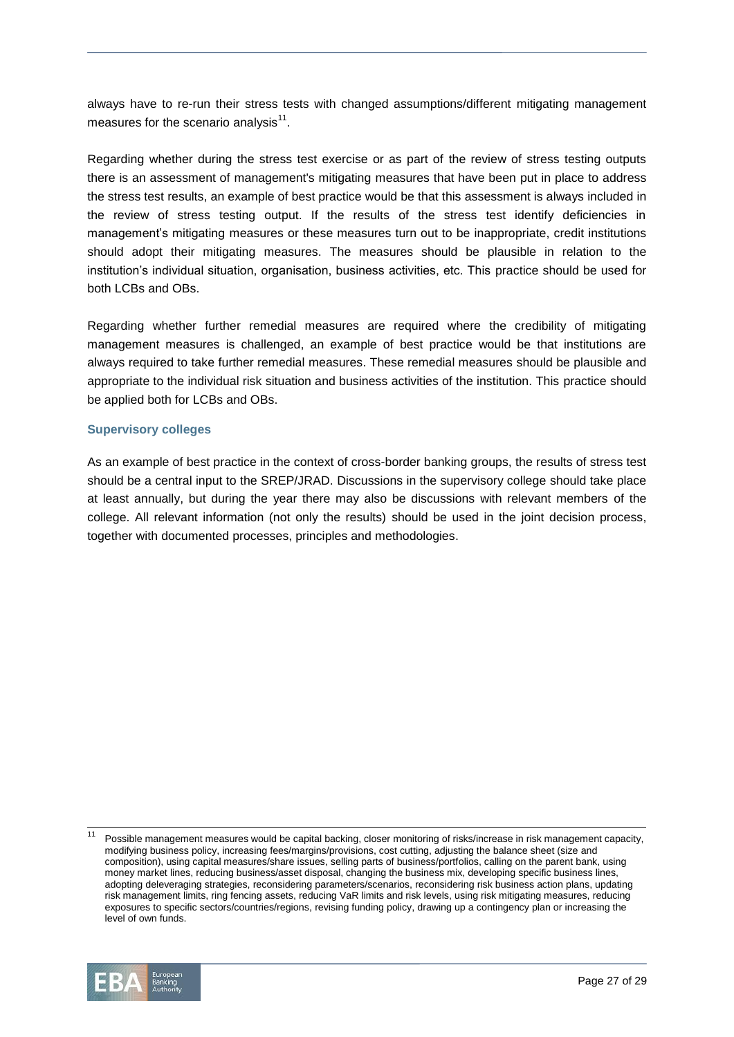always have to re-run their stress tests with changed assumptions/different mitigating management measures for the scenario analysis[11].

Regarding whether during the stress test exercise or as part of the review of stress testing outputs there is an assessment of management's mitigating measures that have been put in place to address the stress test results, an example of best practice would be that this assessment is always included in the review of stress testing output. If the results of the stress test identify deficiencies in management's mitigating measures or these measures turn out to be inappropriate, credit institutions should adopt their mitigating measures. The measures should be plausible in relation to the institution's individual situation, organisation, business activities, etc. This practice should be used for both LCBs and OBs.

Regarding whether further remedial measures are required where the credibility of mitigating management measures is challenged, an example of best practice would be that institutions are always required to take further remedial measures. These remedial measures should be plausible and appropriate to the individual risk situation and business activities of the institution. This practice should be applied both for LCBs and OBs.

### Supervisory colleges

As an example of best practice in the context of cross-border banking groups, the results of stress test should be a central input to the SREP/JRAD. Discussions in the supervisory college should take place at least annually, but during the year there may also be discussions with relevant members of the college. All relevant information (not only the results) should be used in the joint decision process, together with documented processes, principles and methodologies.

---

[11] Possible management measures would be capital backing, closer monitoring of risks/increase in risk management capacity, modifying business policy, increasing fees/margins/provisions, cost cutting, adjusting the balance sheet (size and composition), using capital measures/share issues, selling parts of business/portfolios, calling on the parent bank, using money market lines, reducing business/asset disposal, changing the business mix, developing specific business lines, adopting deleveraging strategies, reconsidering parameters/scenarios, reconsidering risk business action plans, updating risk management limits, ring fencing assets, reducing VaR limits and risk levels, using risk mitigating measures, reducing exposures to specific sectors/countries/regions, revising funding policy, drawing up a contingency plan or increasing the level of own funds.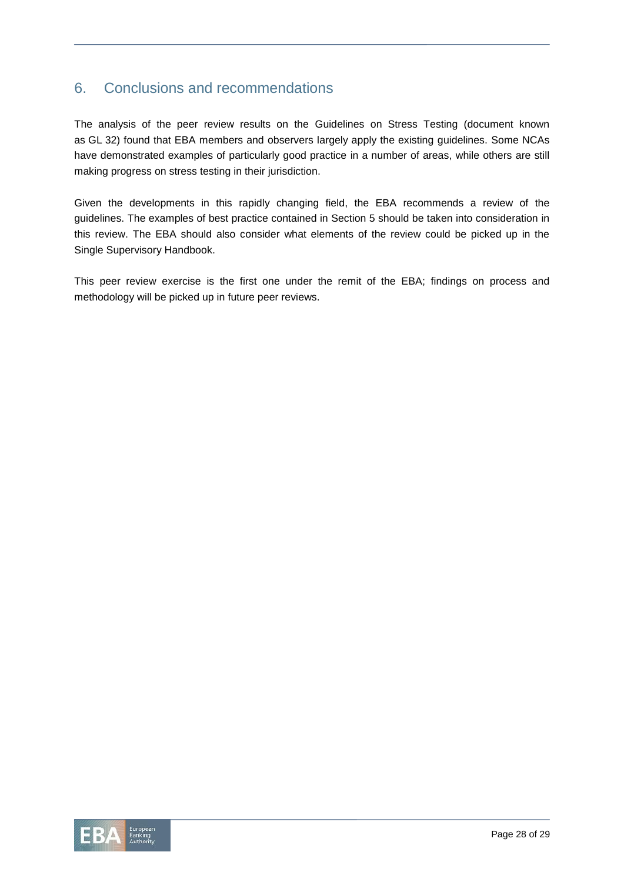## 6. Conclusions and recommendations

The analysis of the peer review results on the Guidelines on Stress Testing (document known as GL 32) found that EBA members and observers largely apply the existing guidelines. Some NCAs have demonstrated examples of particularly good practice in a number of areas, while others are still making progress on stress testing in their jurisdiction.

Given the developments in this rapidly changing field, the EBA recommends a review of the guidelines. The examples of best practice contained in Section 5 should be taken into consideration in this review. The EBA should also consider what elements of the review could be picked up in the Single Supervisory Handbook.

This peer review exercise is the first one under the remit of the EBA; findings on process and methodology will be picked up in future peer reviews.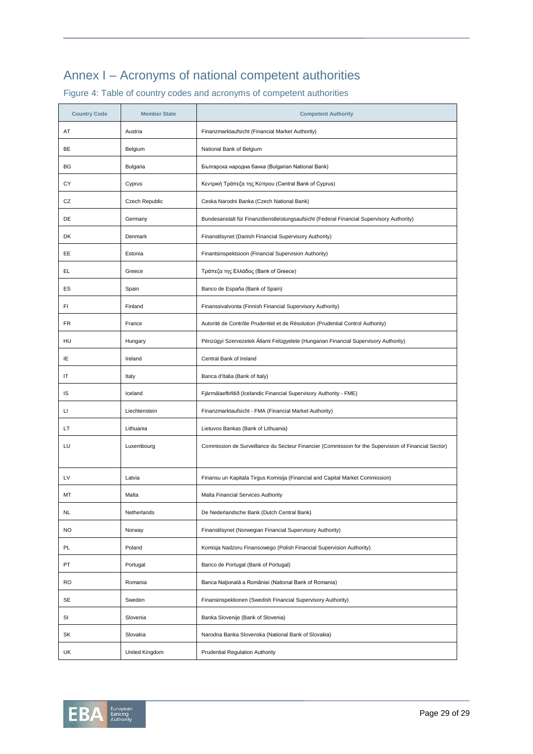# Annex I – Acronyms of national competent authorities

## Figure 4: Table of country codes and acronyms of competent authorities

| Country Code | Member State | Competent Authority |
|---|---|---|
| AT | Austria | Finanzmarktaufsicht (Financial Market Authority) |
| BE | Belgium | National Bank of Belgium |
| BG | Bulgaria | Българска народна банка (Bulgarian National Bank) |
| CY | Cyprus | Κεντρική Τράπεζα της Κύπρου (Central Bank of Cyprus) |
| CZ | Czech Republic | Ceska Narodni Banka (Czech National Bank) |
| DE | Germany | Bundesanstalt für Finanzdienstleistungsaufsicht (Federal Financial Supervisory Authority) |
| DK | Denmark | Finanstilsynet (Danish Financial Supervisory Authority) |
| EE | Estonia | Finantsinspektsioon (Financial Supervision Authority) |
| EL | Greece | Τράπεζα της Ελλάδος (Bank of Greece) |
| ES | Spain | Banco de España (Bank of Spain) |
| FI | Finland | Finanssivalvonta (Finnish Financial Supervisory Authority) |
| FR | France | Autorité de Contrôle Prudentiel et de Résolution (Prudential Control Authority) |
| HU | Hungary | Pénzügyi Szervezetek Állami Felügyelete (Hungarian Financial Supervisory Authority) |
| IE | Ireland | Central Bank of Ireland |
| IT | Italy | Banca d'Italia (Bank of Italy) |
| IS | Iceland | Fjármálaeftirlitið (Icelandic Financial Supervisory Authority - FME) |
| LI | Liechtenstein | Finanzmarktaufsicht - FMA (Financial Market Authority) |
| LT | Lithuania | Lietuvos Bankas (Bank of Lithuania) |
| LU | Luxembourg | Commission de Surveillance du Secteur Financier (Commission for the Supervision of Financial Sector) |
| LV | Latvia | Finansu un Kapitala Tirgus Komisija (Financial and Capital Market Commission) |
| MT | Malta | Malta Financial Services Authority |
| NL | Netherlands | De Nederlandsche Bank (Dutch Central Bank) |
| NO | Norway | Finanstilsynet (Norwegian Financial Supervisory Authority) |
| PL | Poland | Komisja Nadzoru Finansowego (Polish Financial Supervision Authority) |
| PT | Portugal | Banco de Portugal (Bank of Portugal) |
| RO | Romania | Banca Naţională a României (National Bank of Romania) |
| SE | Sweden | Finansinspektionen (Swedish Financial Supervisory Authority) |
| SI | Slovenia | Banka Slovenije (Bank of Slovenia) |
| SK | Slovakia | Narodna Banka Slovenska (National Bank of Slovakia) |
| UK | United Kingdom | Prudential Regulation Authority |